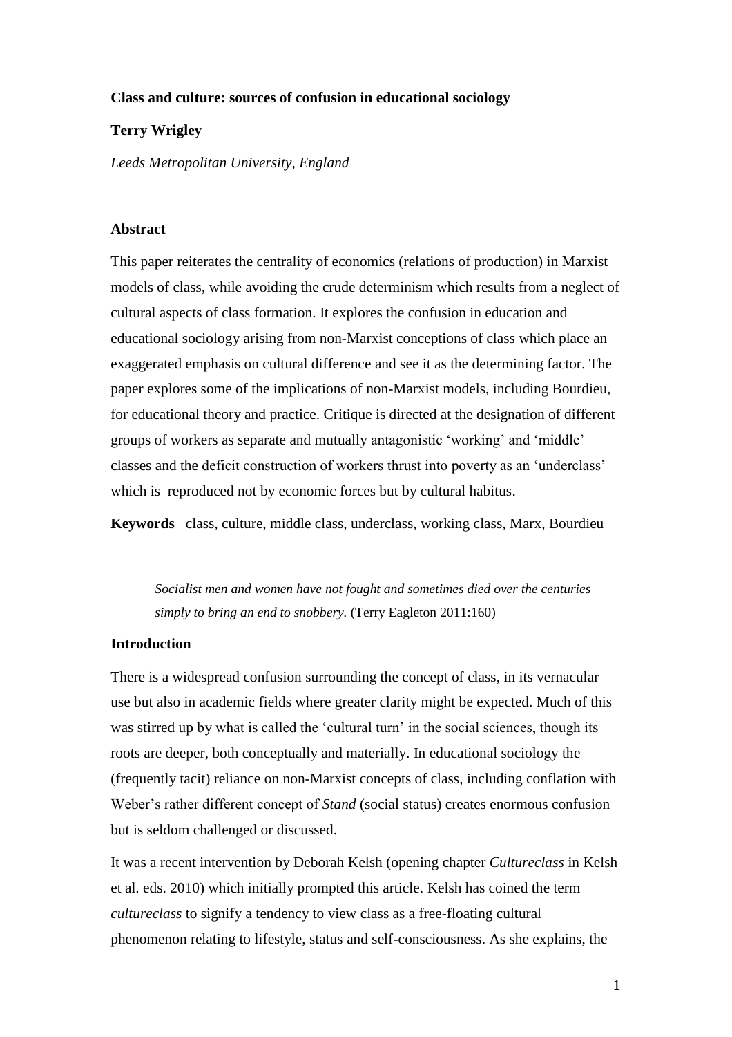**Class and culture: sources of confusion in educational sociology**

**Terry Wrigley**

*Leeds Metropolitan University, England*

## Abstract

This paper reiterates the centrality of economics (relations of production) in Marxist models of class, while avoiding the crude determinism which results from a neglect of cultural aspects of class formation. It explores the confusion in education and educational sociology arising from non-Marxist conceptions of class which place an exaggerated emphasis on cultural difference and see it as the determining factor. The paper explores some of the implications of non-Marxist models, including Bourdieu, for educational theory and practice. Critique is directed at the designation of different groups of workers as separate and mutually antagonistic 'working' and 'middle' classes and the deficit construction of workers thrust into poverty as an 'underclass' which is reproduced not by economic forces but by cultural habitus.

**Keywords** class, culture, middle class, underclass, working class, Marx, Bourdieu

> *Socialist men and women have not fought and sometimes died over the centuries simply to bring an end to snobbery.* (Terry Eagleton 2011:160)

## Introduction

There is a widespread confusion surrounding the concept of class, in its vernacular use but also in academic fields where greater clarity might be expected. Much of this was stirred up by what is called the 'cultural turn' in the social sciences, though its roots are deeper, both conceptually and materially. In educational sociology the (frequently tacit) reliance on non-Marxist concepts of class, including conflation with Weber's rather different concept of *Stand* (social status) creates enormous confusion but is seldom challenged or discussed.

It was a recent intervention by Deborah Kelsh (opening chapter *Cultureclass* in Kelsh et al. eds. 2010) which initially prompted this article. Kelsh has coined the term *cultureclass* to signify a tendency to view class as a free-floating cultural phenomenon relating to lifestyle, status and self-consciousness. As she explains, the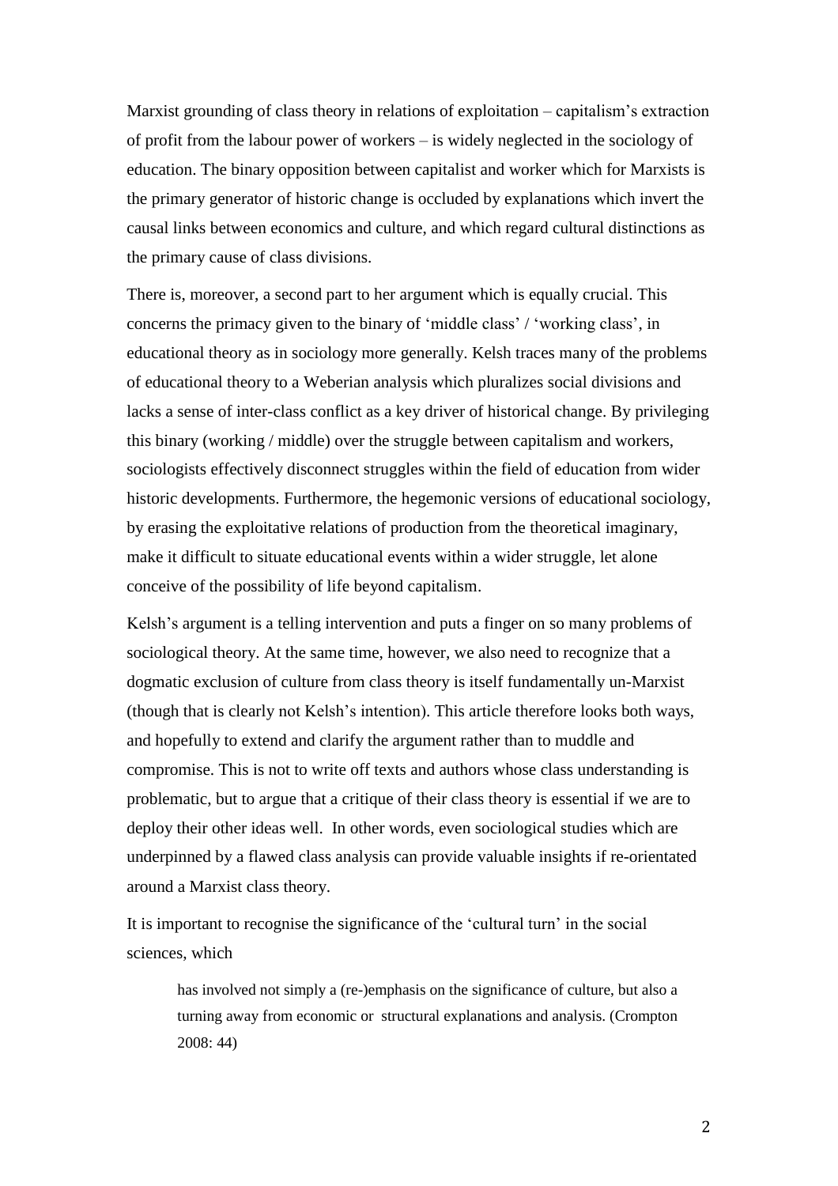Marxist grounding of class theory in relations of exploitation – capitalism's extraction of profit from the labour power of workers – is widely neglected in the sociology of education. The binary opposition between capitalist and worker which for Marxists is the primary generator of historic change is occluded by explanations which invert the causal links between economics and culture, and which regard cultural distinctions as the primary cause of class divisions.

There is, moreover, a second part to her argument which is equally crucial. This concerns the primacy given to the binary of 'middle class' / 'working class', in educational theory as in sociology more generally. Kelsh traces many of the problems of educational theory to a Weberian analysis which pluralizes social divisions and lacks a sense of inter-class conflict as a key driver of historical change. By privileging this binary (working / middle) over the struggle between capitalism and workers, sociologists effectively disconnect struggles within the field of education from wider historic developments. Furthermore, the hegemonic versions of educational sociology, by erasing the exploitative relations of production from the theoretical imaginary, make it difficult to situate educational events within a wider struggle, let alone conceive of the possibility of life beyond capitalism.

Kelsh's argument is a telling intervention and puts a finger on so many problems of sociological theory. At the same time, however, we also need to recognize that a dogmatic exclusion of culture from class theory is itself fundamentally un-Marxist (though that is clearly not Kelsh's intention). This article therefore looks both ways, and hopefully to extend and clarify the argument rather than to muddle and compromise. This is not to write off texts and authors whose class understanding is problematic, but to argue that a critique of their class theory is essential if we are to deploy their other ideas well. In other words, even sociological studies which are underpinned by a flawed class analysis can provide valuable insights if re-orientated around a Marxist class theory.

It is important to recognise the significance of the 'cultural turn' in the social sciences, which

> has involved not simply a (re-)emphasis on the significance of culture, but also a turning away from economic or structural explanations and analysis. (Crompton 2008: 44)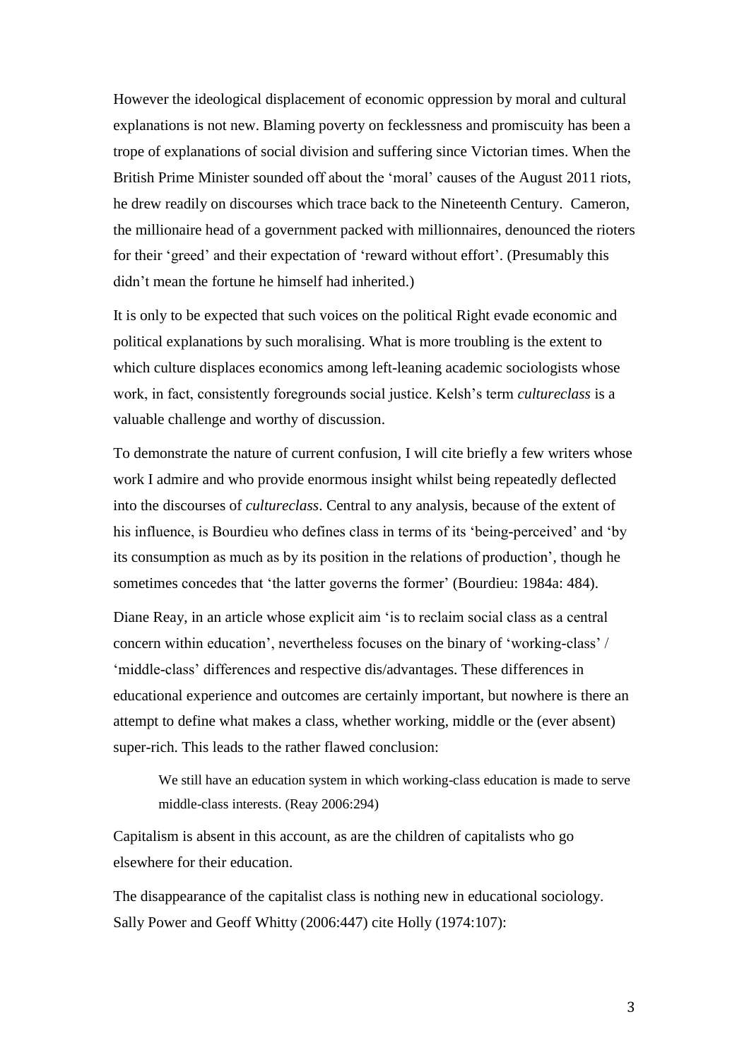However the ideological displacement of economic oppression by moral and cultural explanations is not new. Blaming poverty on fecklessness and promiscuity has been a trope of explanations of social division and suffering since Victorian times. When the British Prime Minister sounded off about the 'moral' causes of the August 2011 riots, he drew readily on discourses which trace back to the Nineteenth Century. Cameron, the millionaire head of a government packed with millionnaires, denounced the rioters for their 'greed' and their expectation of 'reward without effort'. (Presumably this didn't mean the fortune he himself had inherited.)

It is only to be expected that such voices on the political Right evade economic and political explanations by such moralising. What is more troubling is the extent to which culture displaces economics among left-leaning academic sociologists whose work, in fact, consistently foregrounds social justice. Kelsh's term *cultureclass* is a valuable challenge and worthy of discussion.

To demonstrate the nature of current confusion, I will cite briefly a few writers whose work I admire and who provide enormous insight whilst being repeatedly deflected into the discourses of *cultureclass*. Central to any analysis, because of the extent of his influence, is Bourdieu who defines class in terms of its 'being-perceived' and 'by its consumption as much as by its position in the relations of production', though he sometimes concedes that 'the latter governs the former' (Bourdieu: 1984a: 484).

Diane Reay, in an article whose explicit aim 'is to reclaim social class as a central concern within education', nevertheless focuses on the binary of 'working-class' / 'middle-class' differences and respective dis/advantages. These differences in educational experience and outcomes are certainly important, but nowhere is there an attempt to define what makes a class, whether working, middle or the (ever absent) super-rich. This leads to the rather flawed conclusion:

> We still have an education system in which working-class education is made to serve middle-class interests. (Reay 2006:294)

Capitalism is absent in this account, as are the children of capitalists who go elsewhere for their education.

The disappearance of the capitalist class is nothing new in educational sociology. Sally Power and Geoff Whitty (2006:447) cite Holly (1974:107):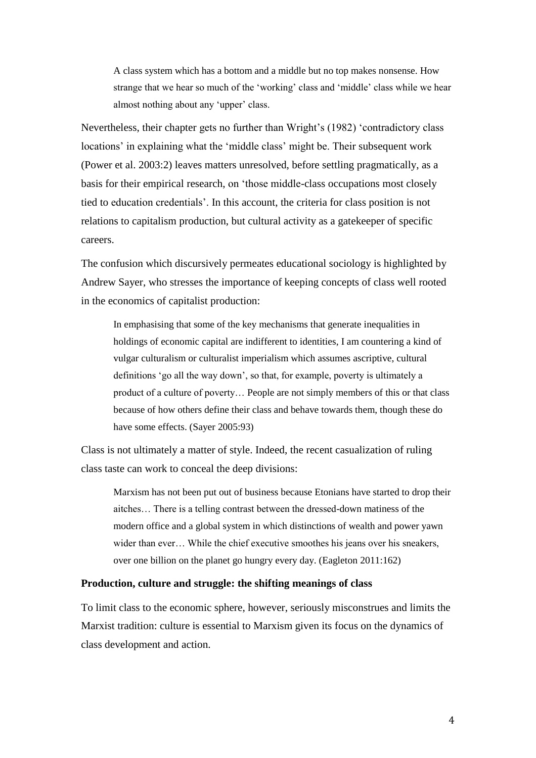> A class system which has a bottom and a middle but no top makes nonsense. How strange that we hear so much of the 'working' class and 'middle' class while we hear almost nothing about any 'upper' class.

Nevertheless, their chapter gets no further than Wright's (1982) 'contradictory class locations' in explaining what the 'middle class' might be. Their subsequent work (Power et al. 2003:2) leaves matters unresolved, before settling pragmatically, as a basis for their empirical research, on 'those middle-class occupations most closely tied to education credentials'. In this account, the criteria for class position is not relations to capitalism production, but cultural activity as a gatekeeper of specific careers.

The confusion which discursively permeates educational sociology is highlighted by Andrew Sayer, who stresses the importance of keeping concepts of class well rooted in the economics of capitalist production:

> In emphasising that some of the key mechanisms that generate inequalities in holdings of economic capital are indifferent to identities, I am countering a kind of vulgar culturalism or culturalist imperialism which assumes ascriptive, cultural definitions 'go all the way down', so that, for example, poverty is ultimately a product of a culture of poverty… People are not simply members of this or that class because of how others define their class and behave towards them, though these do have some effects. (Sayer 2005:93)

Class is not ultimately a matter of style. Indeed, the recent casualization of ruling class taste can work to conceal the deep divisions:

> Marxism has not been put out of business because Etonians have started to drop their aitches… There is a telling contrast between the dressed-down matiness of the modern office and a global system in which distinctions of wealth and power yawn wider than ever… While the chief executive smoothes his jeans over his sneakers, over one billion on the planet go hungry every day. (Eagleton 2011:162)

### Production, culture and struggle: the shifting meanings of class

To limit class to the economic sphere, however, seriously misconstrues and limits the Marxist tradition: culture is essential to Marxism given its focus on the dynamics of class development and action.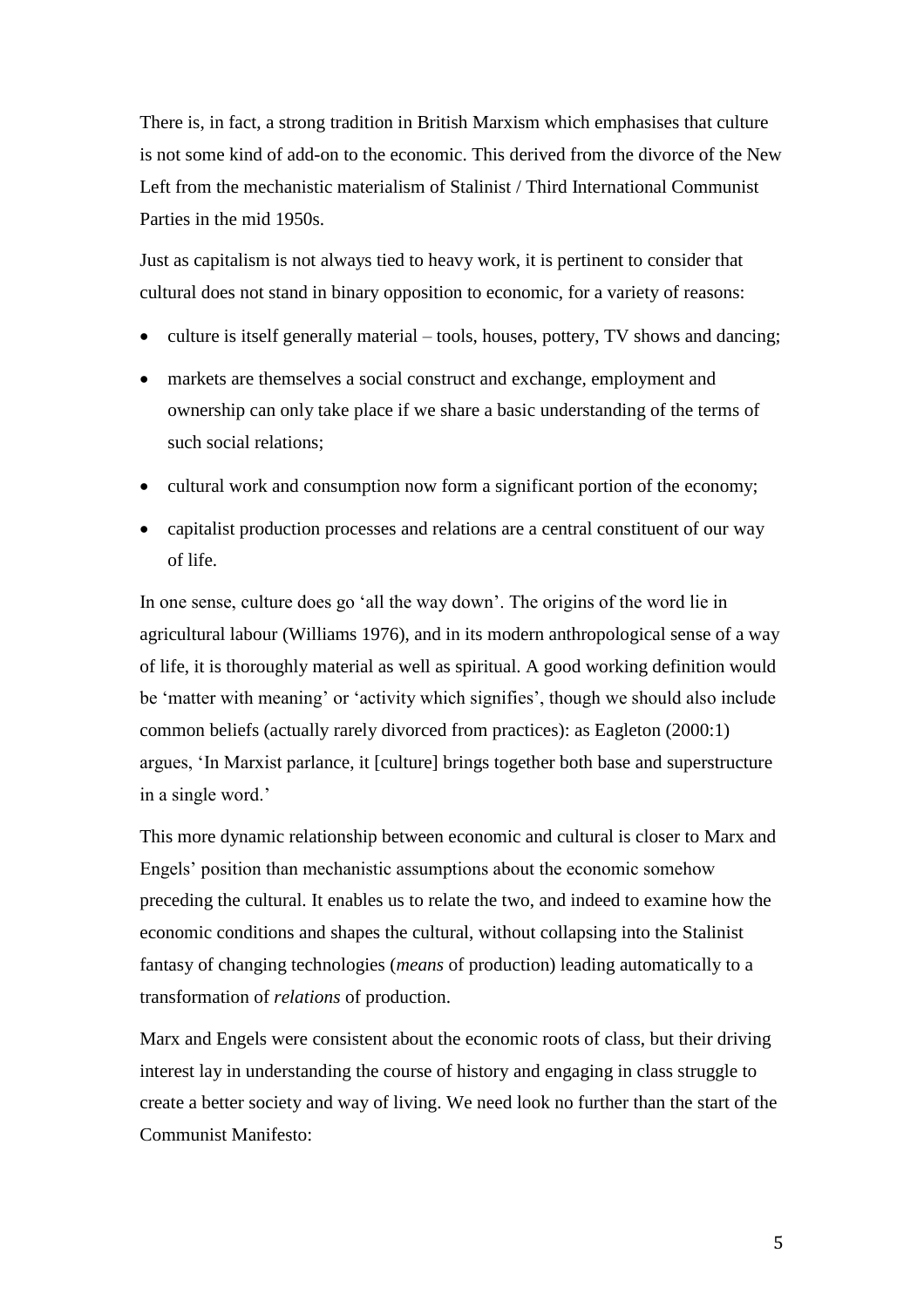There is, in fact, a strong tradition in British Marxism which emphasises that culture is not some kind of add-on to the economic. This derived from the divorce of the New Left from the mechanistic materialism of Stalinist / Third International Communist Parties in the mid 1950s.

Just as capitalism is not always tied to heavy work, it is pertinent to consider that cultural does not stand in binary opposition to economic, for a variety of reasons:

- culture is itself generally material – tools, houses, pottery, TV shows and dancing;
- markets are themselves a social construct and exchange, employment and ownership can only take place if we share a basic understanding of the terms of such social relations;
- cultural work and consumption now form a significant portion of the economy;
- capitalist production processes and relations are a central constituent of our way of life.

In one sense, culture does go 'all the way down'. The origins of the word lie in agricultural labour (Williams 1976), and in its modern anthropological sense of a way of life, it is thoroughly material as well as spiritual. A good working definition would be 'matter with meaning' or 'activity which signifies', though we should also include common beliefs (actually rarely divorced from practices): as Eagleton (2000:1) argues, 'In Marxist parlance, it [culture] brings together both base and superstructure in a single word.'

This more dynamic relationship between economic and cultural is closer to Marx and Engels' position than mechanistic assumptions about the economic somehow preceding the cultural. It enables us to relate the two, and indeed to examine how the economic conditions and shapes the cultural, without collapsing into the Stalinist fantasy of changing technologies (*means* of production) leading automatically to a transformation of *relations* of production.

Marx and Engels were consistent about the economic roots of class, but their driving interest lay in understanding the course of history and engaging in class struggle to create a better society and way of living. We need look no further than the start of the Communist Manifesto: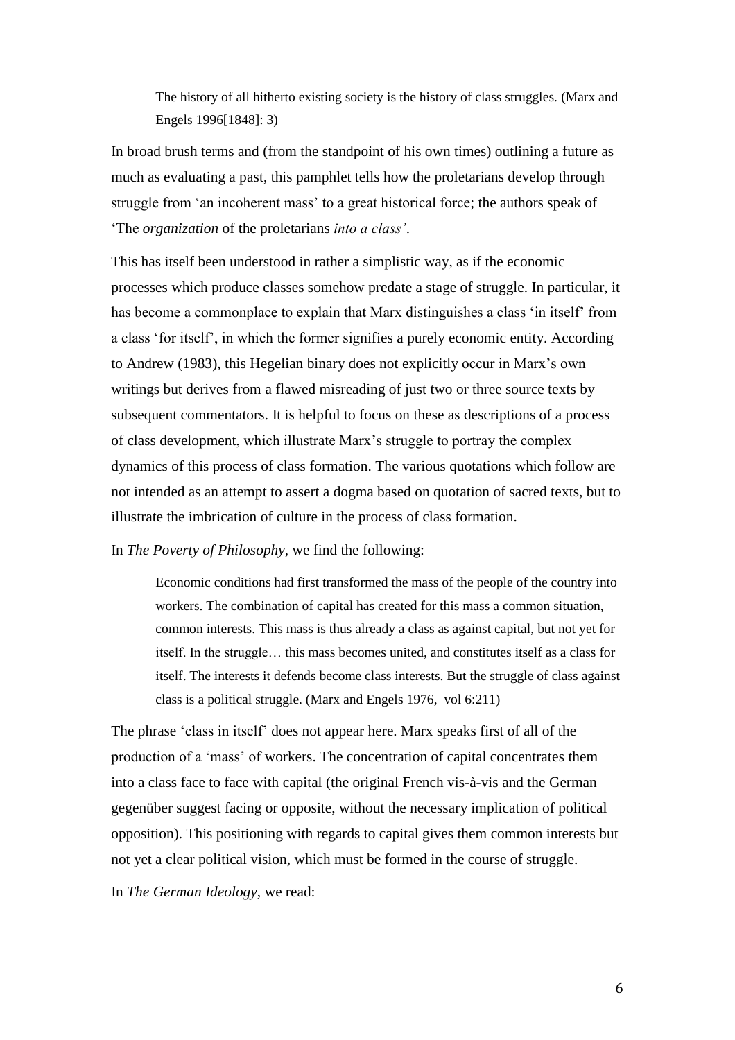> The history of all hitherto existing society is the history of class struggles. (Marx and Engels 1996[1848]: 3)

In broad brush terms and (from the standpoint of his own times) outlining a future as much as evaluating a past, this pamphlet tells how the proletarians develop through struggle from 'an incoherent mass' to a great historical force; the authors speak of 'The *organization* of the proletarians *into a class'*.

This has itself been understood in rather a simplistic way, as if the economic processes which produce classes somehow predate a stage of struggle. In particular, it has become a commonplace to explain that Marx distinguishes a class 'in itself' from a class 'for itself', in which the former signifies a purely economic entity. According to Andrew (1983), this Hegelian binary does not explicitly occur in Marx's own writings but derives from a flawed misreading of just two or three source texts by subsequent commentators. It is helpful to focus on these as descriptions of a process of class development, which illustrate Marx's struggle to portray the complex dynamics of this process of class formation. The various quotations which follow are not intended as an attempt to assert a dogma based on quotation of sacred texts, but to illustrate the imbrication of culture in the process of class formation.

In *The Poverty of Philosophy*, we find the following:

> Economic conditions had first transformed the mass of the people of the country into workers. The combination of capital has created for this mass a common situation, common interests. This mass is thus already a class as against capital, but not yet for itself. In the struggle… this mass becomes united, and constitutes itself as a class for itself. The interests it defends become class interests. But the struggle of class against class is a political struggle. (Marx and Engels 1976, vol 6:211)

The phrase 'class in itself' does not appear here. Marx speaks first of all of the production of a 'mass' of workers. The concentration of capital concentrates them into a class face to face with capital (the original French vis-à-vis and the German gegenüber suggest facing or opposite, without the necessary implication of political opposition). This positioning with regards to capital gives them common interests but not yet a clear political vision, which must be formed in the course of struggle.

In *The German Ideology*, we read: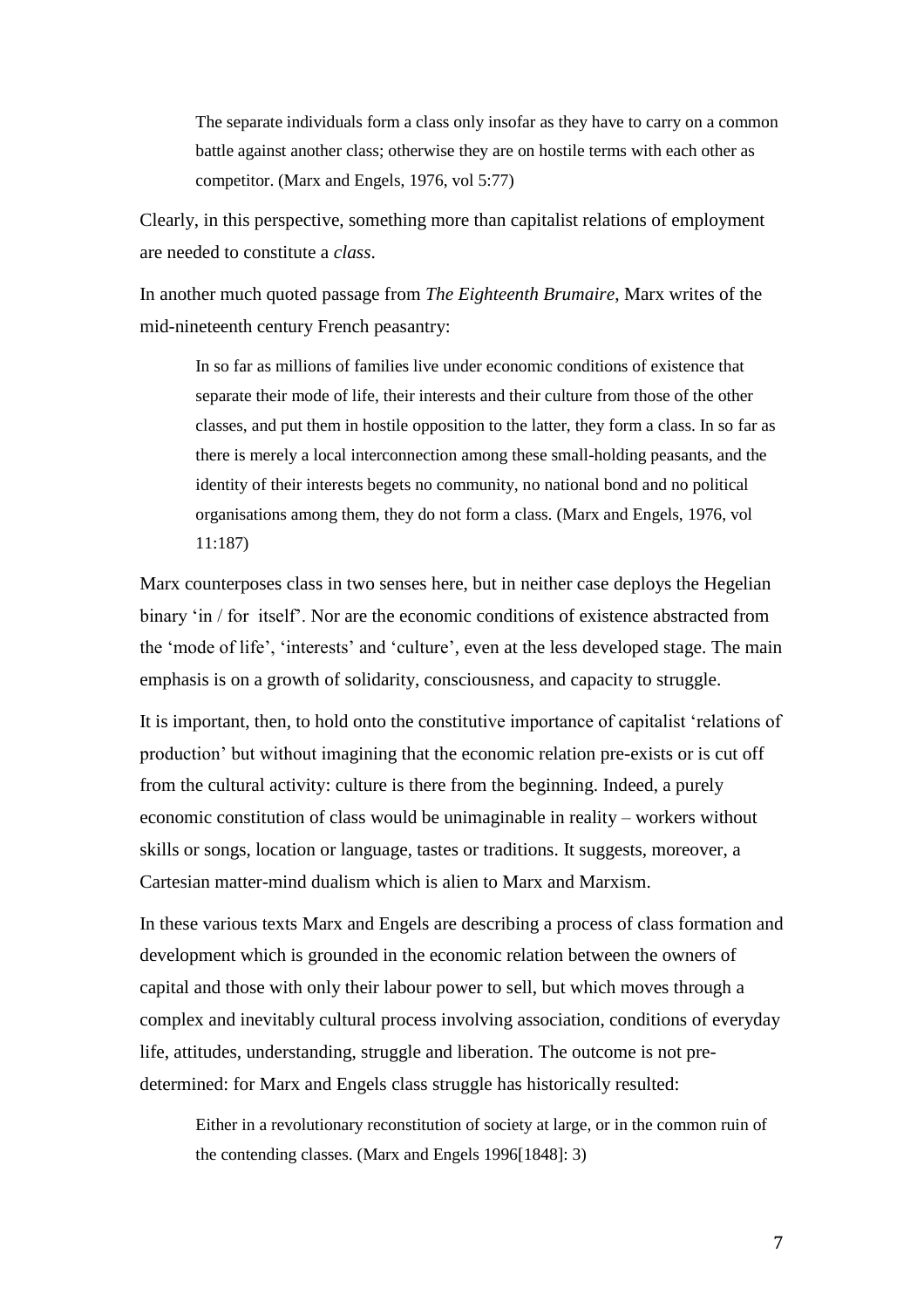> The separate individuals form a class only insofar as they have to carry on a common battle against another class; otherwise they are on hostile terms with each other as competitor. (Marx and Engels, 1976, vol 5:77)

Clearly, in this perspective, something more than capitalist relations of employment are needed to constitute a *class*.

In another much quoted passage from *The Eighteenth Brumaire*, Marx writes of the mid-nineteenth century French peasantry:

> In so far as millions of families live under economic conditions of existence that separate their mode of life, their interests and their culture from those of the other classes, and put them in hostile opposition to the latter, they form a class. In so far as there is merely a local interconnection among these small-holding peasants, and the identity of their interests begets no community, no national bond and no political organisations among them, they do not form a class. (Marx and Engels, 1976, vol 11:187)

Marx counterposes class in two senses here, but in neither case deploys the Hegelian binary 'in / for itself'. Nor are the economic conditions of existence abstracted from the 'mode of life', 'interests' and 'culture', even at the less developed stage. The main emphasis is on a growth of solidarity, consciousness, and capacity to struggle.

It is important, then, to hold onto the constitutive importance of capitalist 'relations of production' but without imagining that the economic relation pre-exists or is cut off from the cultural activity: culture is there from the beginning. Indeed, a purely economic constitution of class would be unimaginable in reality – workers without skills or songs, location or language, tastes or traditions. It suggests, moreover, a Cartesian matter-mind dualism which is alien to Marx and Marxism.

In these various texts Marx and Engels are describing a process of class formation and development which is grounded in the economic relation between the owners of capital and those with only their labour power to sell, but which moves through a complex and inevitably cultural process involving association, conditions of everyday life, attitudes, understanding, struggle and liberation. The outcome is not pre-determined: for Marx and Engels class struggle has historically resulted:

> Either in a revolutionary reconstitution of society at large, or in the common ruin of the contending classes. (Marx and Engels 1996[1848]: 3)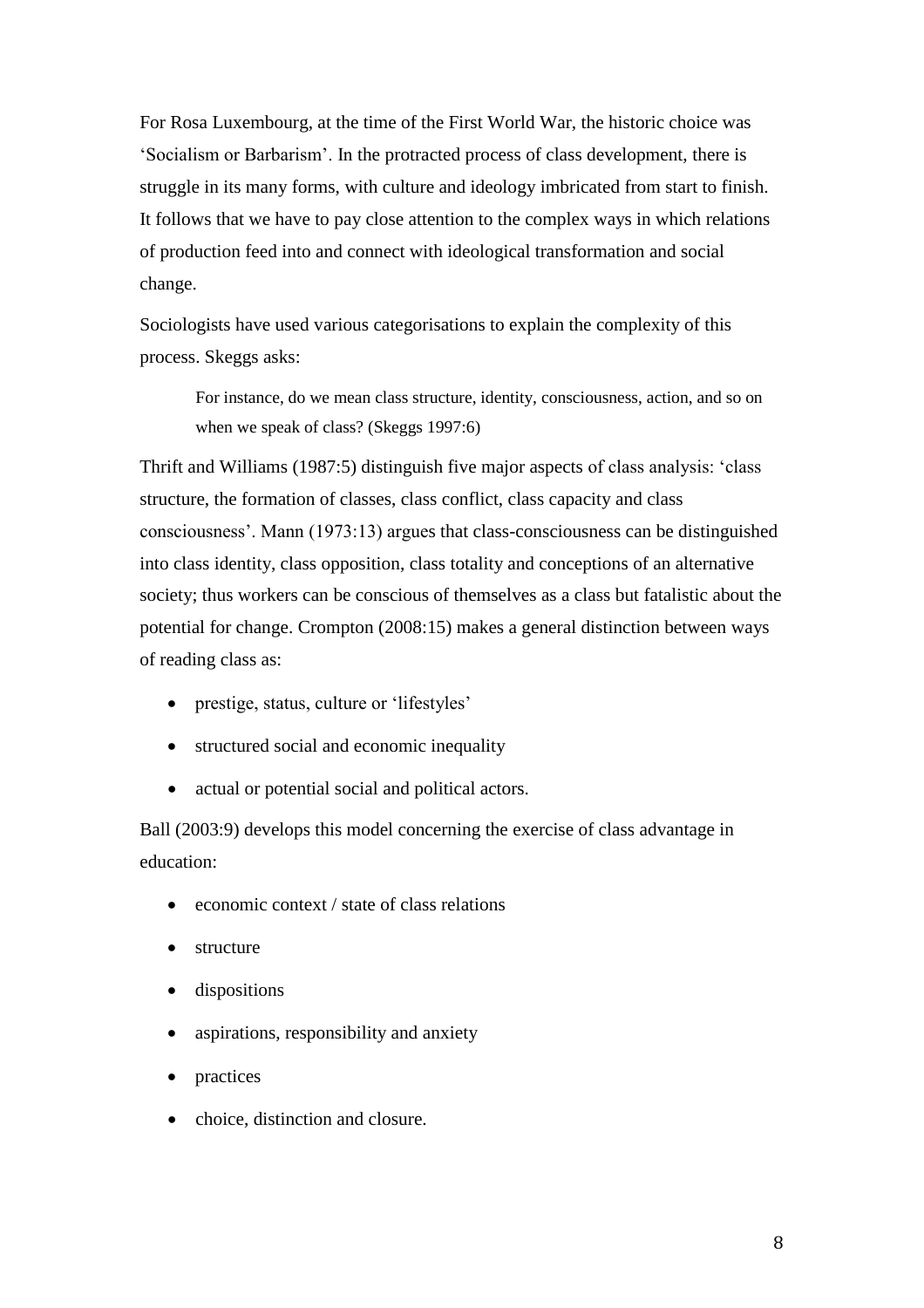For Rosa Luxembourg, at the time of the First World War, the historic choice was 'Socialism or Barbarism'. In the protracted process of class development, there is struggle in its many forms, with culture and ideology imbricated from start to finish. It follows that we have to pay close attention to the complex ways in which relations of production feed into and connect with ideological transformation and social change.

Sociologists have used various categorisations to explain the complexity of this process. Skeggs asks:

> For instance, do we mean class structure, identity, consciousness, action, and so on when we speak of class? (Skeggs 1997:6)

Thrift and Williams (1987:5) distinguish five major aspects of class analysis: 'class structure, the formation of classes, class conflict, class capacity and class consciousness'. Mann (1973:13) argues that class-consciousness can be distinguished into class identity, class opposition, class totality and conceptions of an alternative society; thus workers can be conscious of themselves as a class but fatalistic about the potential for change. Crompton (2008:15) makes a general distinction between ways of reading class as:

- prestige, status, culture or 'lifestyles'
- structured social and economic inequality
- actual or potential social and political actors.

Ball (2003:9) develops this model concerning the exercise of class advantage in education:

- economic context / state of class relations
- structure
- dispositions
- aspirations, responsibility and anxiety
- practices
- choice, distinction and closure.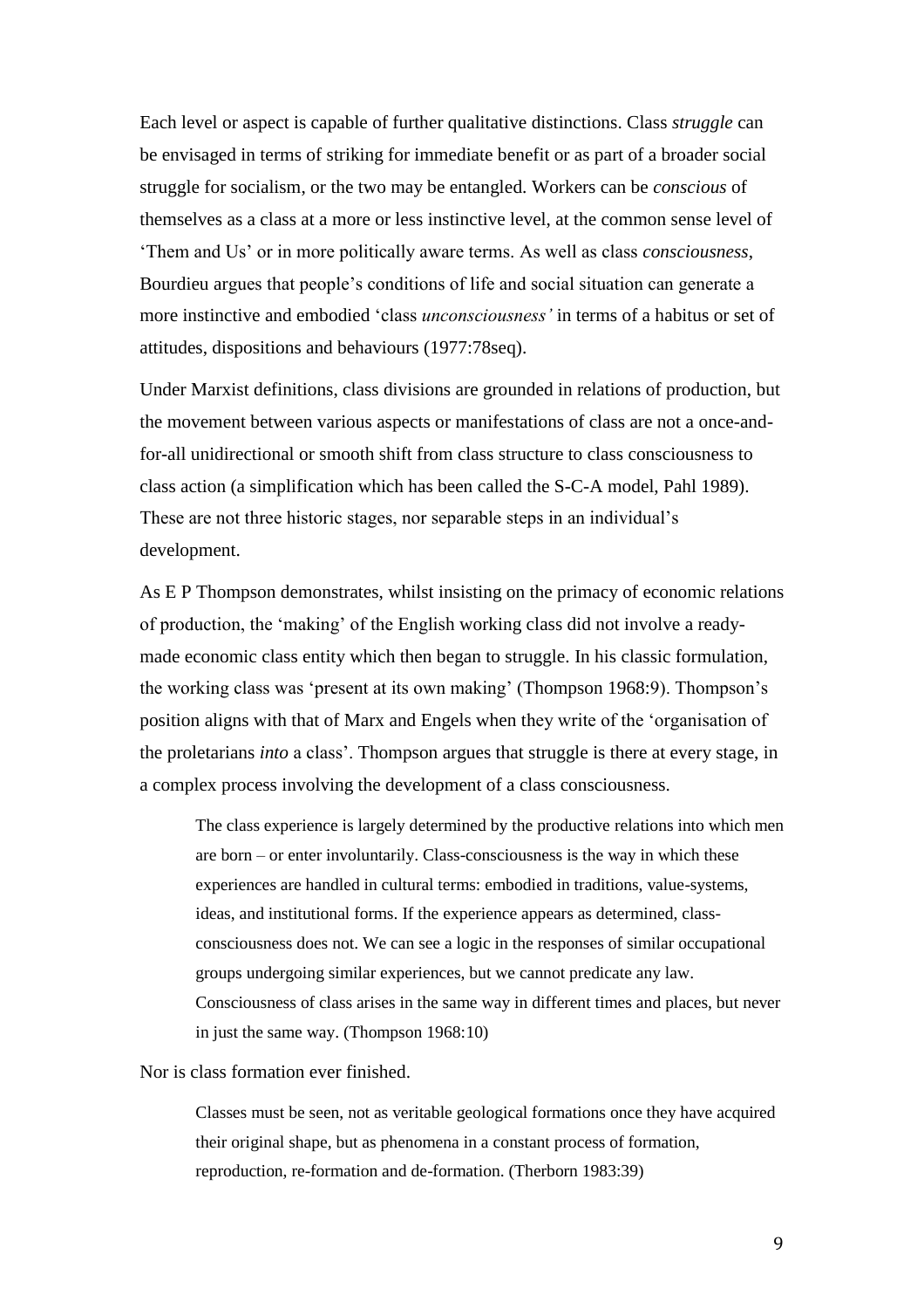Each level or aspect is capable of further qualitative distinctions. Class *struggle* can be envisaged in terms of striking for immediate benefit or as part of a broader social struggle for socialism, or the two may be entangled. Workers can be *conscious* of themselves as a class at a more or less instinctive level, at the common sense level of 'Them and Us' or in more politically aware terms. As well as class *consciousness*, Bourdieu argues that people's conditions of life and social situation can generate a more instinctive and embodied 'class *unconsciousness'* in terms of a habitus or set of attitudes, dispositions and behaviours (1977:78seq).

Under Marxist definitions, class divisions are grounded in relations of production, but the movement between various aspects or manifestations of class are not a once-and-for-all unidirectional or smooth shift from class structure to class consciousness to class action (a simplification which has been called the S-C-A model, Pahl 1989). These are not three historic stages, nor separable steps in an individual's development.

As E P Thompson demonstrates, whilst insisting on the primacy of economic relations of production, the 'making' of the English working class did not involve a ready-made economic class entity which then began to struggle. In his classic formulation, the working class was 'present at its own making' (Thompson 1968:9). Thompson's position aligns with that of Marx and Engels when they write of the 'organisation of the proletarians *into* a class'. Thompson argues that struggle is there at every stage, in a complex process involving the development of a class consciousness.

> The class experience is largely determined by the productive relations into which men are born – or enter involuntarily. Class-consciousness is the way in which these experiences are handled in cultural terms: embodied in traditions, value-systems, ideas, and institutional forms. If the experience appears as determined, class-consciousness does not. We can see a logic in the responses of similar occupational groups undergoing similar experiences, but we cannot predicate any law. Consciousness of class arises in the same way in different times and places, but never in just the same way. (Thompson 1968:10)

Nor is class formation ever finished.

> Classes must be seen, not as veritable geological formations once they have acquired their original shape, but as phenomena in a constant process of formation, reproduction, re-formation and de-formation. (Therborn 1983:39)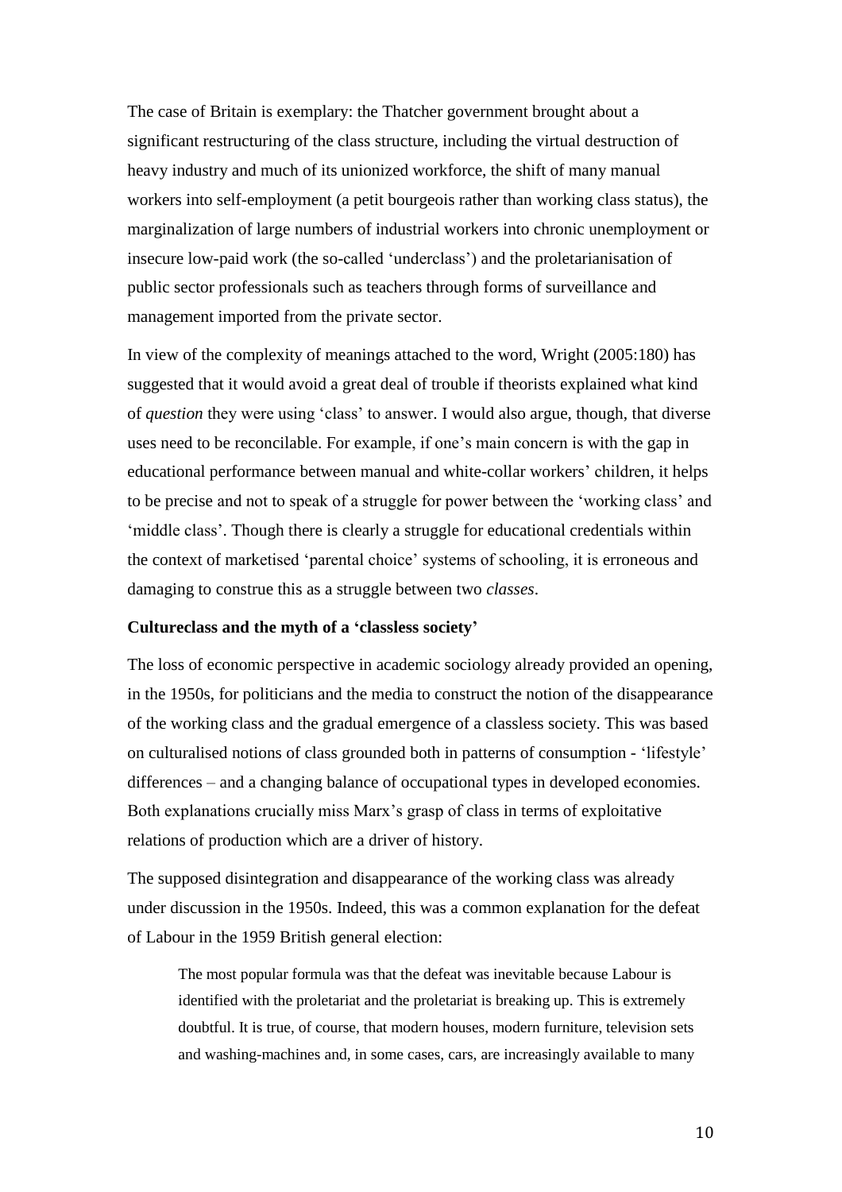The case of Britain is exemplary: the Thatcher government brought about a significant restructuring of the class structure, including the virtual destruction of heavy industry and much of its unionized workforce, the shift of many manual workers into self-employment (a petit bourgeois rather than working class status), the marginalization of large numbers of industrial workers into chronic unemployment or insecure low-paid work (the so-called 'underclass') and the proletarianisation of public sector professionals such as teachers through forms of surveillance and management imported from the private sector.

In view of the complexity of meanings attached to the word, Wright (2005:180) has suggested that it would avoid a great deal of trouble if theorists explained what kind of *question* they were using 'class' to answer. I would also argue, though, that diverse uses need to be reconcilable. For example, if one's main concern is with the gap in educational performance between manual and white-collar workers' children, it helps to be precise and not to speak of a struggle for power between the 'working class' and 'middle class'. Though there is clearly a struggle for educational credentials within the context of marketised 'parental choice' systems of schooling, it is erroneous and damaging to construe this as a struggle between two *classes*.

**Cultureclass and the myth of a 'classless society'**

The loss of economic perspective in academic sociology already provided an opening, in the 1950s, for politicians and the media to construct the notion of the disappearance of the working class and the gradual emergence of a classless society. This was based on culturalised notions of class grounded both in patterns of consumption - 'lifestyle' differences – and a changing balance of occupational types in developed economies. Both explanations crucially miss Marx's grasp of class in terms of exploitative relations of production which are a driver of history.

The supposed disintegration and disappearance of the working class was already under discussion in the 1950s. Indeed, this was a common explanation for the defeat of Labour in the 1959 British general election:

> The most popular formula was that the defeat was inevitable because Labour is identified with the proletariat and the proletariat is breaking up. This is extremely doubtful. It is true, of course, that modern houses, modern furniture, television sets and washing-machines and, in some cases, cars, are increasingly available to many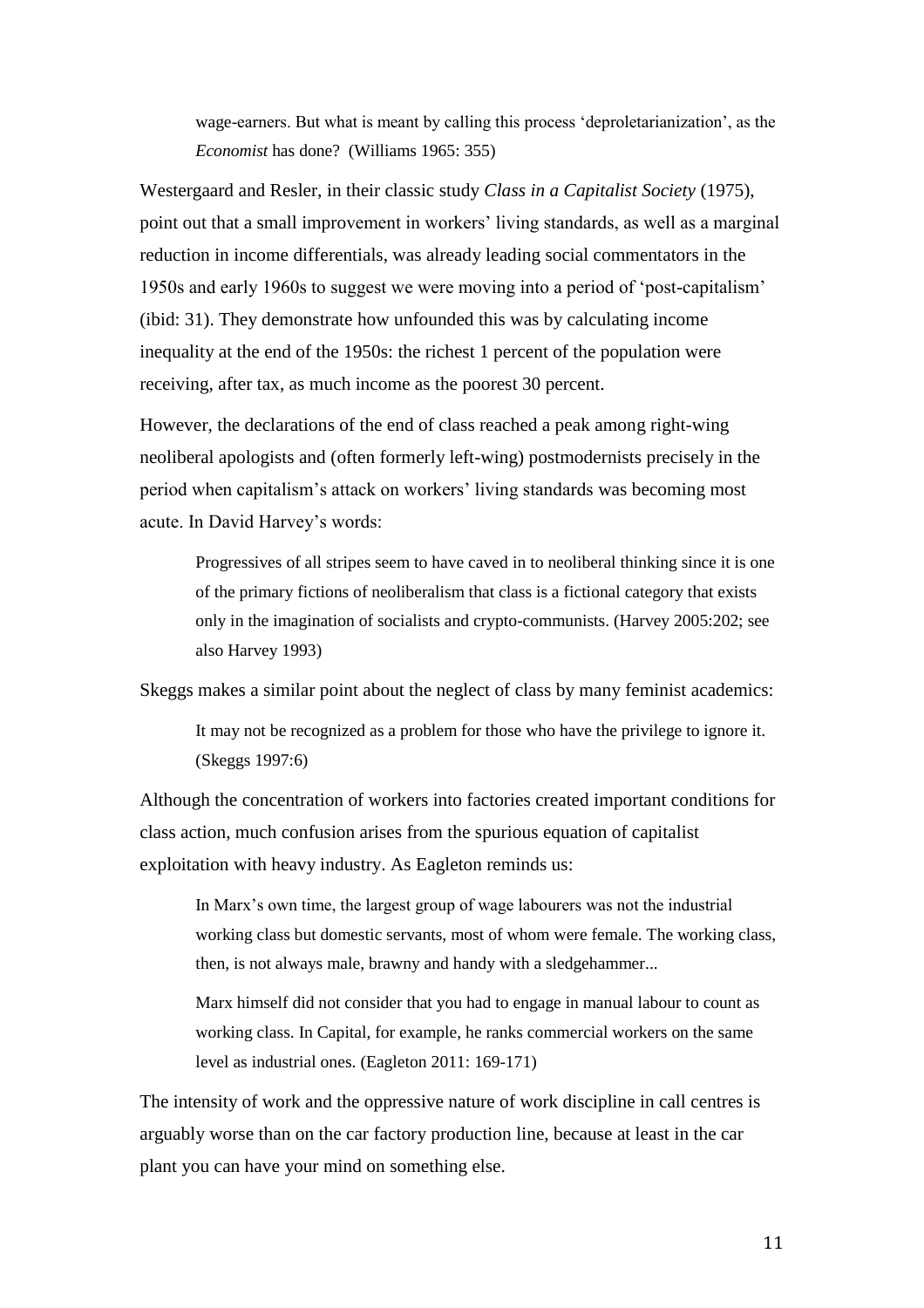> wage-earners. But what is meant by calling this process 'deproletarianization', as the *Economist* has done? (Williams 1965: 355)

Westergaard and Resler, in their classic study *Class in a Capitalist Society* (1975), point out that a small improvement in workers' living standards, as well as a marginal reduction in income differentials, was already leading social commentators in the 1950s and early 1960s to suggest we were moving into a period of 'post-capitalism' (ibid: 31). They demonstrate how unfounded this was by calculating income inequality at the end of the 1950s: the richest 1 percent of the population were receiving, after tax, as much income as the poorest 30 percent.

However, the declarations of the end of class reached a peak among right-wing neoliberal apologists and (often formerly left-wing) postmodernists precisely in the period when capitalism's attack on workers' living standards was becoming most acute. In David Harvey's words:

> Progressives of all stripes seem to have caved in to neoliberal thinking since it is one of the primary fictions of neoliberalism that class is a fictional category that exists only in the imagination of socialists and crypto-communists. (Harvey 2005:202; see also Harvey 1993)

Skeggs makes a similar point about the neglect of class by many feminist academics:

> It may not be recognized as a problem for those who have the privilege to ignore it. (Skeggs 1997:6)

Although the concentration of workers into factories created important conditions for class action, much confusion arises from the spurious equation of capitalist exploitation with heavy industry. As Eagleton reminds us:

> In Marx's own time, the largest group of wage labourers was not the industrial working class but domestic servants, most of whom were female. The working class, then, is not always male, brawny and handy with a sledgehammer...
>
> Marx himself did not consider that you had to engage in manual labour to count as working class. In Capital, for example, he ranks commercial workers on the same level as industrial ones. (Eagleton 2011: 169-171)

The intensity of work and the oppressive nature of work discipline in call centres is arguably worse than on the car factory production line, because at least in the car plant you can have your mind on something else.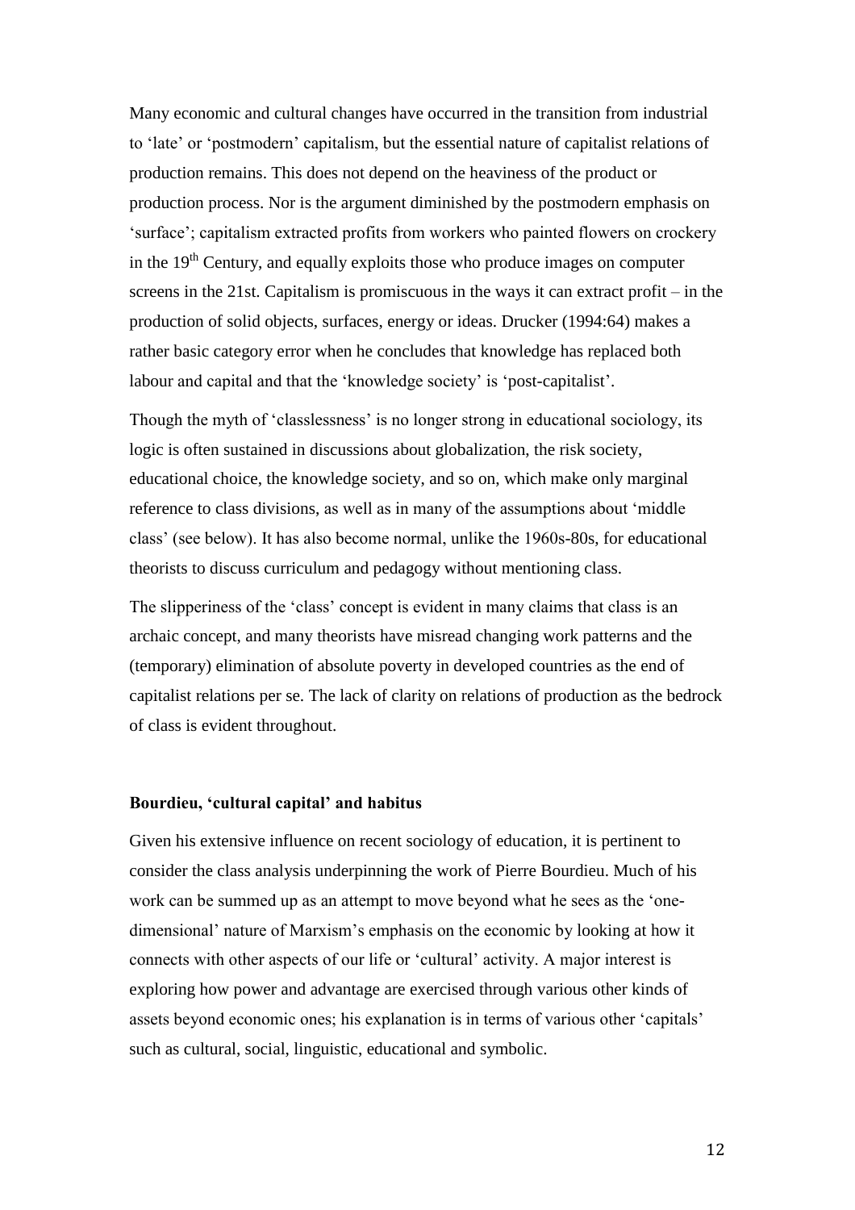Many economic and cultural changes have occurred in the transition from industrial to 'late' or 'postmodern' capitalism, but the essential nature of capitalist relations of production remains. This does not depend on the heaviness of the product or production process. Nor is the argument diminished by the postmodern emphasis on 'surface'; capitalism extracted profits from workers who painted flowers on crockery in the 19th Century, and equally exploits those who produce images on computer screens in the 21st. Capitalism is promiscuous in the ways it can extract profit – in the production of solid objects, surfaces, energy or ideas. Drucker (1994:64) makes a rather basic category error when he concludes that knowledge has replaced both labour and capital and that the 'knowledge society' is 'post-capitalist'.

Though the myth of 'classlessness' is no longer strong in educational sociology, its logic is often sustained in discussions about globalization, the risk society, educational choice, the knowledge society, and so on, which make only marginal reference to class divisions, as well as in many of the assumptions about 'middle class' (see below). It has also become normal, unlike the 1960s-80s, for educational theorists to discuss curriculum and pedagogy without mentioning class.

The slipperiness of the 'class' concept is evident in many claims that class is an archaic concept, and many theorists have misread changing work patterns and the (temporary) elimination of absolute poverty in developed countries as the end of capitalist relations per se. The lack of clarity on relations of production as the bedrock of class is evident throughout.

### Bourdieu, 'cultural capital' and habitus

Given his extensive influence on recent sociology of education, it is pertinent to consider the class analysis underpinning the work of Pierre Bourdieu. Much of his work can be summed up as an attempt to move beyond what he sees as the 'one-dimensional' nature of Marxism's emphasis on the economic by looking at how it connects with other aspects of our life or 'cultural' activity. A major interest is exploring how power and advantage are exercised through various other kinds of assets beyond economic ones; his explanation is in terms of various other 'capitals' such as cultural, social, linguistic, educational and symbolic.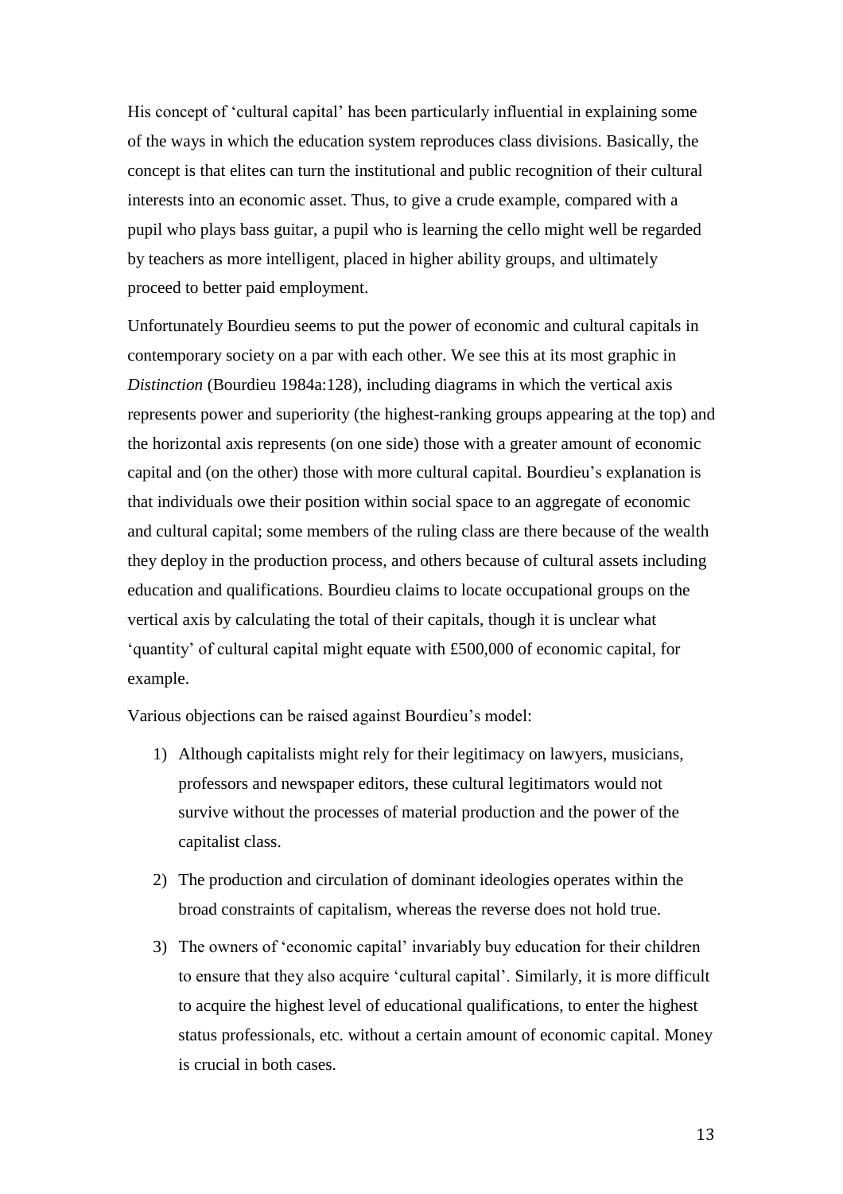His concept of 'cultural capital' has been particularly influential in explaining some of the ways in which the education system reproduces class divisions. Basically, the concept is that elites can turn the institutional and public recognition of their cultural interests into an economic asset. Thus, to give a crude example, compared with a pupil who plays bass guitar, a pupil who is learning the cello might well be regarded by teachers as more intelligent, placed in higher ability groups, and ultimately proceed to better paid employment.

Unfortunately Bourdieu seems to put the power of economic and cultural capitals in contemporary society on a par with each other. We see this at its most graphic in *Distinction* (Bourdieu 1984a:128), including diagrams in which the vertical axis represents power and superiority (the highest-ranking groups appearing at the top) and the horizontal axis represents (on one side) those with a greater amount of economic capital and (on the other) those with more cultural capital. Bourdieu's explanation is that individuals owe their position within social space to an aggregate of economic and cultural capital; some members of the ruling class are there because of the wealth they deploy in the production process, and others because of cultural assets including education and qualifications. Bourdieu claims to locate occupational groups on the vertical axis by calculating the total of their capitals, though it is unclear what 'quantity' of cultural capital might equate with £500,000 of economic capital, for example.

Various objections can be raised against Bourdieu's model:

1) Although capitalists might rely for their legitimacy on lawyers, musicians, professors and newspaper editors, these cultural legitimators would not survive without the processes of material production and the power of the capitalist class.
2) The production and circulation of dominant ideologies operates within the broad constraints of capitalism, whereas the reverse does not hold true.
3) The owners of 'economic capital' invariably buy education for their children to ensure that they also acquire 'cultural capital'. Similarly, it is more difficult to acquire the highest level of educational qualifications, to enter the highest status professionals, etc. without a certain amount of economic capital. Money is crucial in both cases.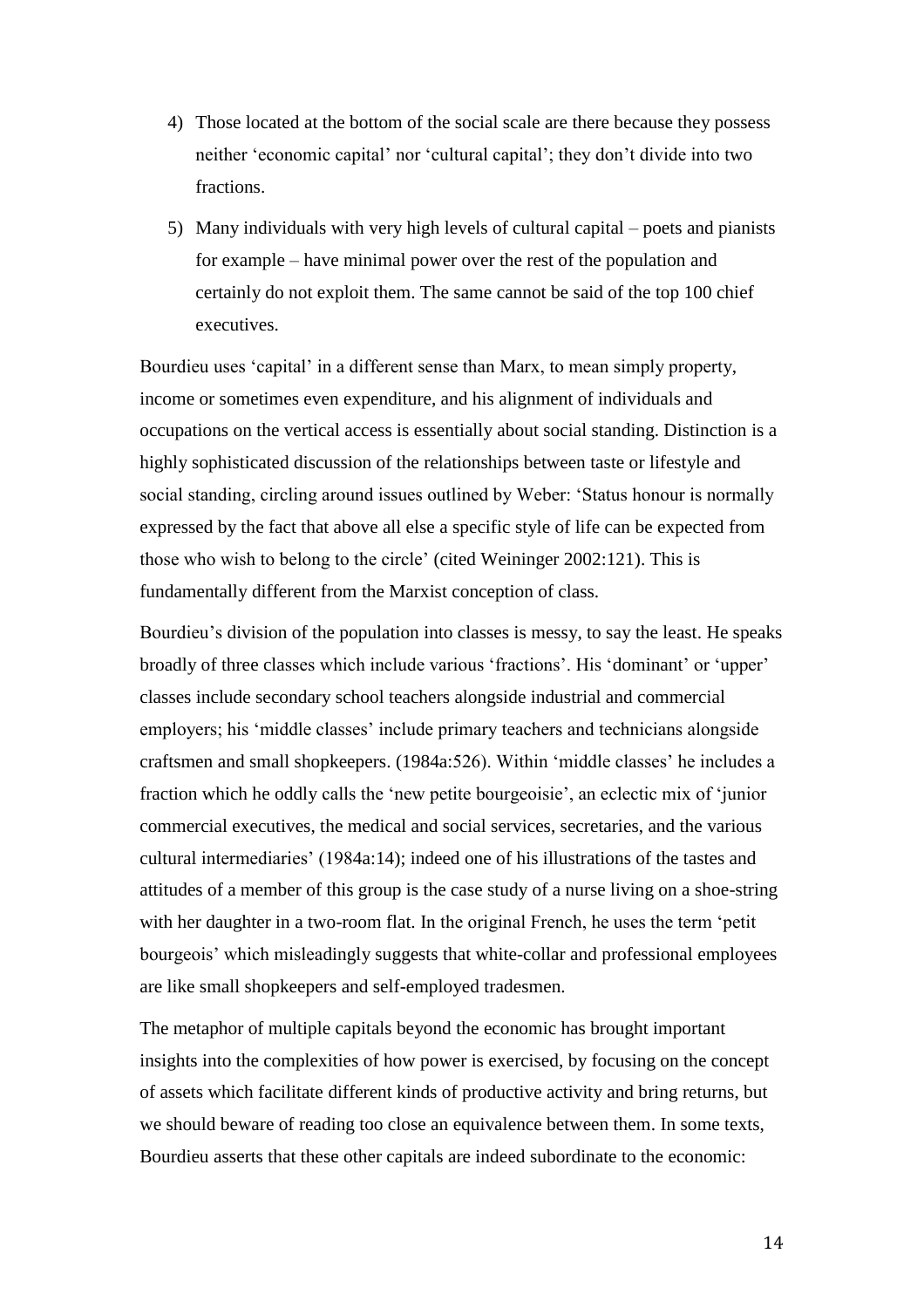4) Those located at the bottom of the social scale are there because they possess neither 'economic capital' nor 'cultural capital'; they don't divide into two fractions.

5) Many individuals with very high levels of cultural capital – poets and pianists for example – have minimal power over the rest of the population and certainly do not exploit them. The same cannot be said of the top 100 chief executives.

Bourdieu uses 'capital' in a different sense than Marx, to mean simply property, income or sometimes even expenditure, and his alignment of individuals and occupations on the vertical access is essentially about social standing. Distinction is a highly sophisticated discussion of the relationships between taste or lifestyle and social standing, circling around issues outlined by Weber: 'Status honour is normally expressed by the fact that above all else a specific style of life can be expected from those who wish to belong to the circle' (cited Weininger 2002:121). This is fundamentally different from the Marxist conception of class.

Bourdieu's division of the population into classes is messy, to say the least. He speaks broadly of three classes which include various 'fractions'. His 'dominant' or 'upper' classes include secondary school teachers alongside industrial and commercial employers; his 'middle classes' include primary teachers and technicians alongside craftsmen and small shopkeepers. (1984a:526). Within 'middle classes' he includes a fraction which he oddly calls the 'new petite bourgeoisie', an eclectic mix of 'junior commercial executives, the medical and social services, secretaries, and the various cultural intermediaries' (1984a:14); indeed one of his illustrations of the tastes and attitudes of a member of this group is the case study of a nurse living on a shoe-string with her daughter in a two-room flat. In the original French, he uses the term 'petit bourgeois' which misleadingly suggests that white-collar and professional employees are like small shopkeepers and self-employed tradesmen.

The metaphor of multiple capitals beyond the economic has brought important insights into the complexities of how power is exercised, by focusing on the concept of assets which facilitate different kinds of productive activity and bring returns, but we should beware of reading too close an equivalence between them. In some texts, Bourdieu asserts that these other capitals are indeed subordinate to the economic: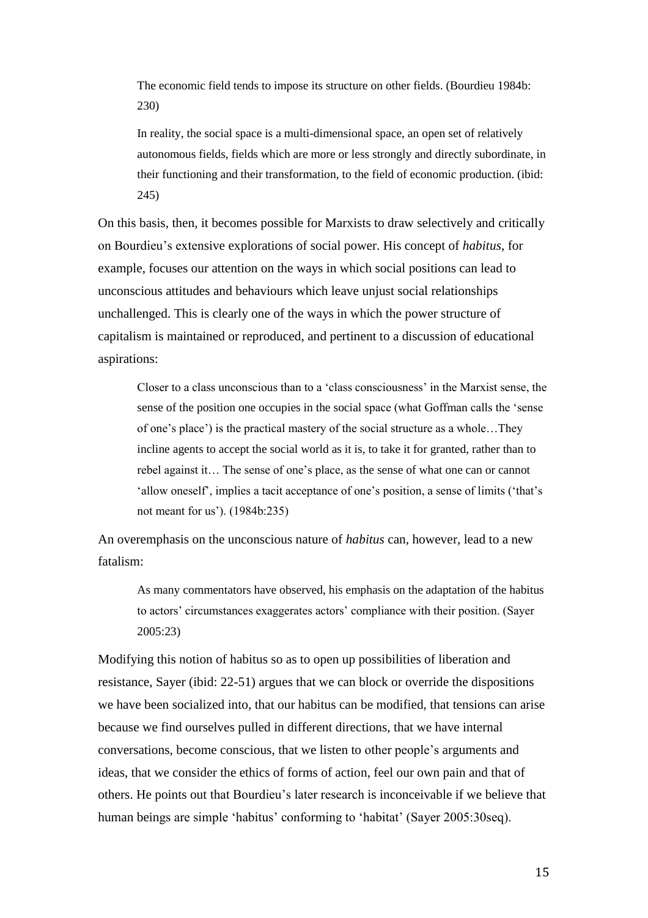> The economic field tends to impose its structure on other fields. (Bourdieu 1984b: 230)

> In reality, the social space is a multi-dimensional space, an open set of relatively autonomous fields, fields which are more or less strongly and directly subordinate, in their functioning and their transformation, to the field of economic production. (ibid: 245)

On this basis, then, it becomes possible for Marxists to draw selectively and critically on Bourdieu's extensive explorations of social power. His concept of *habitus*, for example, focuses our attention on the ways in which social positions can lead to unconscious attitudes and behaviours which leave unjust social relationships unchallenged. This is clearly one of the ways in which the power structure of capitalism is maintained or reproduced, and pertinent to a discussion of educational aspirations:

> Closer to a class unconscious than to a 'class consciousness' in the Marxist sense, the sense of the position one occupies in the social space (what Goffman calls the 'sense of one's place') is the practical mastery of the social structure as a whole…They incline agents to accept the social world as it is, to take it for granted, rather than to rebel against it… The sense of one's place, as the sense of what one can or cannot 'allow oneself', implies a tacit acceptance of one's position, a sense of limits ('that's not meant for us'). (1984b:235)

An overemphasis on the unconscious nature of *habitus* can, however, lead to a new fatalism:

> As many commentators have observed, his emphasis on the adaptation of the habitus to actors' circumstances exaggerates actors' compliance with their position. (Sayer 2005:23)

Modifying this notion of habitus so as to open up possibilities of liberation and resistance, Sayer (ibid: 22-51) argues that we can block or override the dispositions we have been socialized into, that our habitus can be modified, that tensions can arise because we find ourselves pulled in different directions, that we have internal conversations, become conscious, that we listen to other people's arguments and ideas, that we consider the ethics of forms of action, feel our own pain and that of others. He points out that Bourdieu's later research is inconceivable if we believe that human beings are simple 'habitus' conforming to 'habitat' (Sayer 2005:30seq).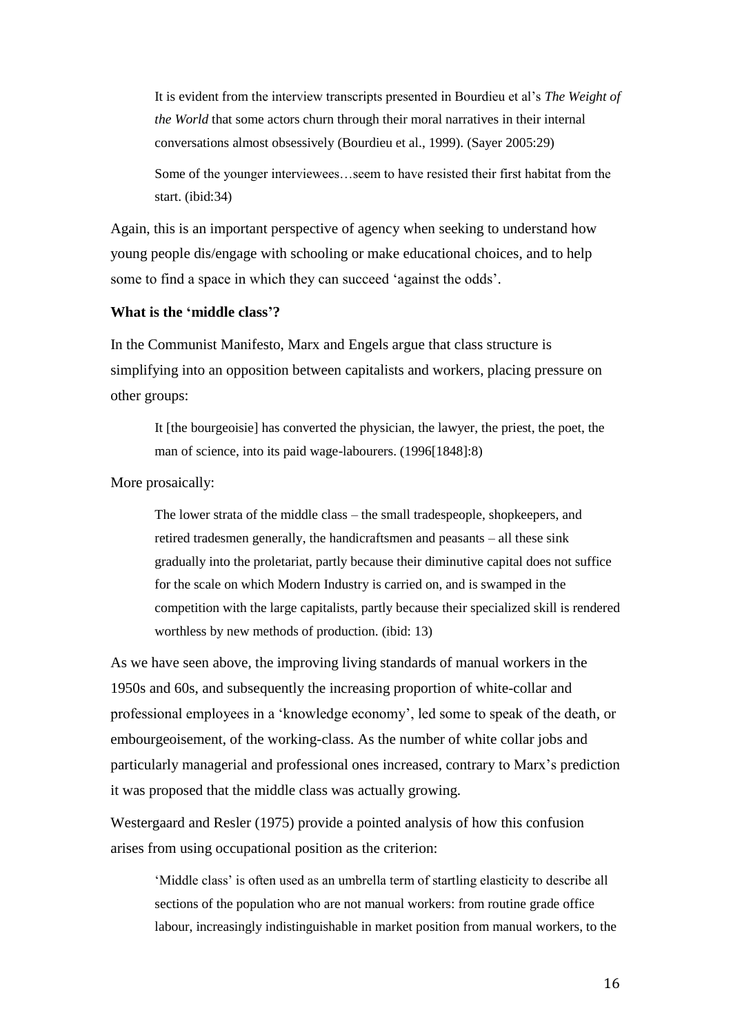> It is evident from the interview transcripts presented in Bourdieu et al's *The Weight of the World* that some actors churn through their moral narratives in their internal conversations almost obsessively (Bourdieu et al., 1999). (Sayer 2005:29)

> Some of the younger interviewees…seem to have resisted their first habitat from the start. (ibid:34)

Again, this is an important perspective of agency when seeking to understand how young people dis/engage with schooling or make educational choices, and to help some to find a space in which they can succeed 'against the odds'.

**What is the 'middle class'?**

In the Communist Manifesto, Marx and Engels argue that class structure is simplifying into an opposition between capitalists and workers, placing pressure on other groups:

> It [the bourgeoisie] has converted the physician, the lawyer, the priest, the poet, the man of science, into its paid wage-labourers. (1996[1848]:8)

More prosaically:

> The lower strata of the middle class – the small tradespeople, shopkeepers, and retired tradesmen generally, the handicraftsmen and peasants – all these sink gradually into the proletariat, partly because their diminutive capital does not suffice for the scale on which Modern Industry is carried on, and is swamped in the competition with the large capitalists, partly because their specialized skill is rendered worthless by new methods of production. (ibid: 13)

As we have seen above, the improving living standards of manual workers in the 1950s and 60s, and subsequently the increasing proportion of white-collar and professional employees in a 'knowledge economy', led some to speak of the death, or embourgeoisement, of the working-class. As the number of white collar jobs and particularly managerial and professional ones increased, contrary to Marx's prediction it was proposed that the middle class was actually growing.

Westergaard and Resler (1975) provide a pointed analysis of how this confusion arises from using occupational position as the criterion:

> 'Middle class' is often used as an umbrella term of startling elasticity to describe all sections of the population who are not manual workers: from routine grade office labour, increasingly indistinguishable in market position from manual workers, to the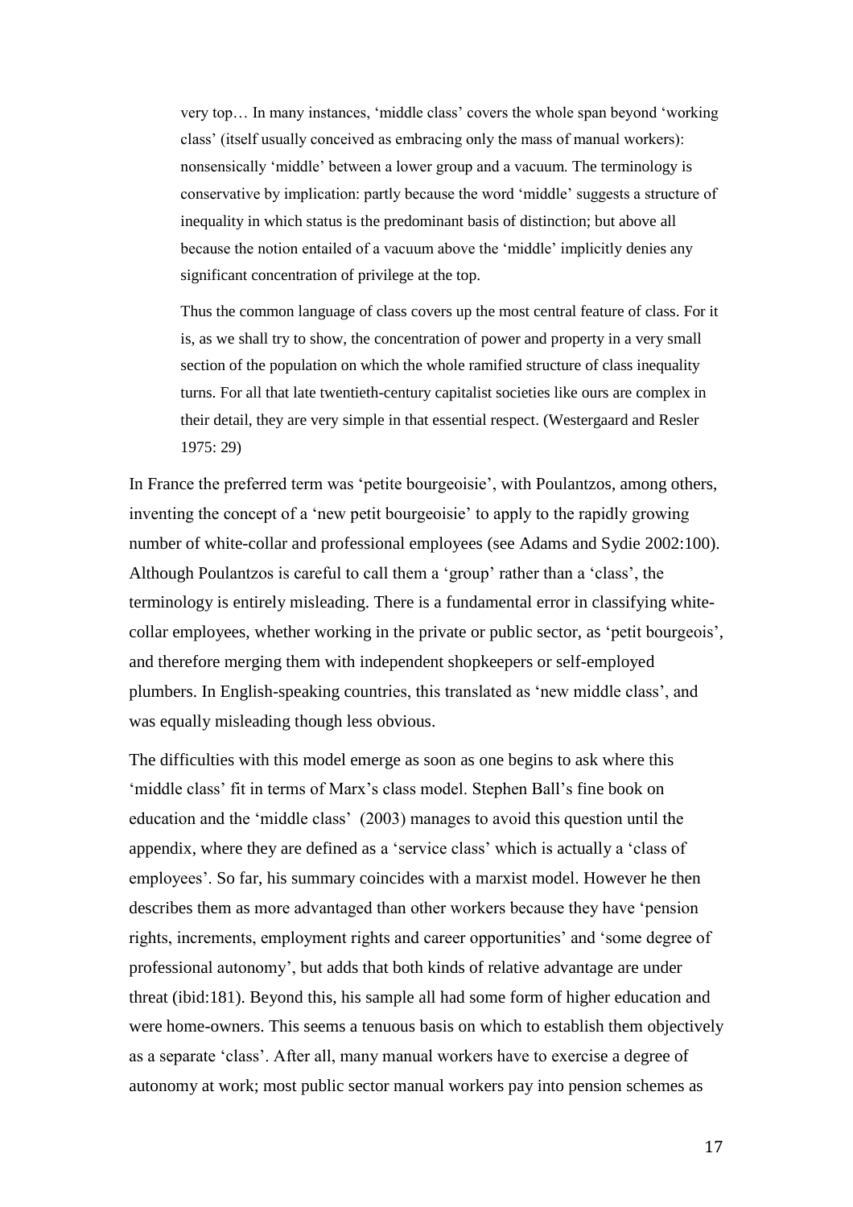> very top… In many instances, 'middle class' covers the whole span beyond 'working class' (itself usually conceived as embracing only the mass of manual workers): nonsensically 'middle' between a lower group and a vacuum. The terminology is conservative by implication: partly because the word 'middle' suggests a structure of inequality in which status is the predominant basis of distinction; but above all because the notion entailed of a vacuum above the 'middle' implicitly denies any significant concentration of privilege at the top.
>
> Thus the common language of class covers up the most central feature of class. For it is, as we shall try to show, the concentration of power and property in a very small section of the population on which the whole ramified structure of class inequality turns. For all that late twentieth-century capitalist societies like ours are complex in their detail, they are very simple in that essential respect. (Westergaard and Resler 1975: 29)

In France the preferred term was 'petite bourgeoisie', with Poulantzos, among others, inventing the concept of a 'new petit bourgeoisie' to apply to the rapidly growing number of white-collar and professional employees (see Adams and Sydie 2002:100). Although Poulantzos is careful to call them a 'group' rather than a 'class', the terminology is entirely misleading. There is a fundamental error in classifying white-collar employees, whether working in the private or public sector, as 'petit bourgeois', and therefore merging them with independent shopkeepers or self-employed plumbers. In English-speaking countries, this translated as 'new middle class', and was equally misleading though less obvious.

The difficulties with this model emerge as soon as one begins to ask where this 'middle class' fit in terms of Marx's class model. Stephen Ball's fine book on education and the 'middle class' (2003) manages to avoid this question until the appendix, where they are defined as a 'service class' which is actually a 'class of employees'. So far, his summary coincides with a marxist model. However he then describes them as more advantaged than other workers because they have 'pension rights, increments, employment rights and career opportunities' and 'some degree of professional autonomy', but adds that both kinds of relative advantage are under threat (ibid:181). Beyond this, his sample all had some form of higher education and were home-owners. This seems a tenuous basis on which to establish them objectively as a separate 'class'. After all, many manual workers have to exercise a degree of autonomy at work; most public sector manual workers pay into pension schemes as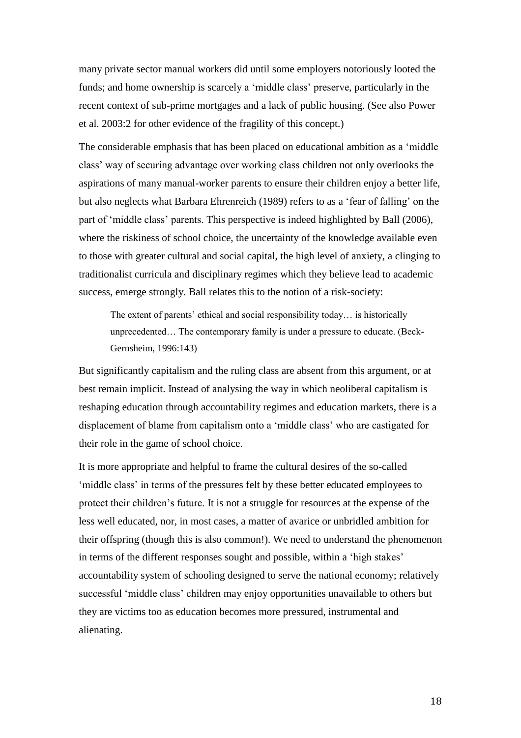many private sector manual workers did until some employers notoriously looted the funds; and home ownership is scarcely a 'middle class' preserve, particularly in the recent context of sub-prime mortgages and a lack of public housing. (See also Power et al. 2003:2 for other evidence of the fragility of this concept.)

The considerable emphasis that has been placed on educational ambition as a 'middle class' way of securing advantage over working class children not only overlooks the aspirations of many manual-worker parents to ensure their children enjoy a better life, but also neglects what Barbara Ehrenreich (1989) refers to as a 'fear of falling' on the part of 'middle class' parents. This perspective is indeed highlighted by Ball (2006), where the riskiness of school choice, the uncertainty of the knowledge available even to those with greater cultural and social capital, the high level of anxiety, a clinging to traditionalist curricula and disciplinary regimes which they believe lead to academic success, emerge strongly. Ball relates this to the notion of a risk-society:

> The extent of parents' ethical and social responsibility today… is historically unprecedented… The contemporary family is under a pressure to educate. (Beck-Gernsheim, 1996:143)

But significantly capitalism and the ruling class are absent from this argument, or at best remain implicit. Instead of analysing the way in which neoliberal capitalism is reshaping education through accountability regimes and education markets, there is a displacement of blame from capitalism onto a 'middle class' who are castigated for their role in the game of school choice.

It is more appropriate and helpful to frame the cultural desires of the so-called 'middle class' in terms of the pressures felt by these better educated employees to protect their children's future. It is not a struggle for resources at the expense of the less well educated, nor, in most cases, a matter of avarice or unbridled ambition for their offspring (though this is also common!). We need to understand the phenomenon in terms of the different responses sought and possible, within a 'high stakes' accountability system of schooling designed to serve the national economy; relatively successful 'middle class' children may enjoy opportunities unavailable to others but they are victims too as education becomes more pressured, instrumental and alienating.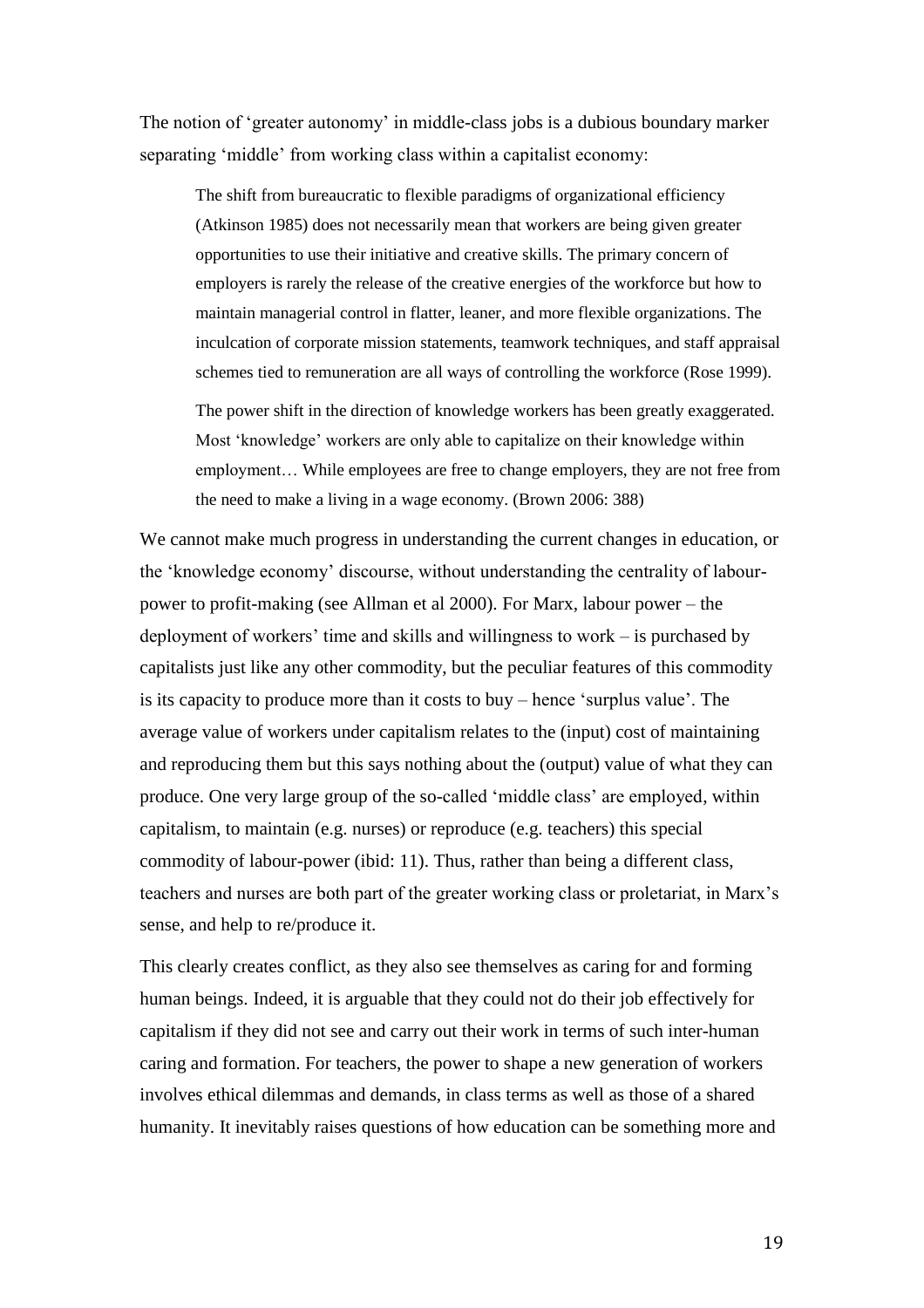The notion of 'greater autonomy' in middle-class jobs is a dubious boundary marker separating 'middle' from working class within a capitalist economy:

> The shift from bureaucratic to flexible paradigms of organizational efficiency (Atkinson 1985) does not necessarily mean that workers are being given greater opportunities to use their initiative and creative skills. The primary concern of employers is rarely the release of the creative energies of the workforce but how to maintain managerial control in flatter, leaner, and more flexible organizations. The inculcation of corporate mission statements, teamwork techniques, and staff appraisal schemes tied to remuneration are all ways of controlling the workforce (Rose 1999).
>
> The power shift in the direction of knowledge workers has been greatly exaggerated. Most 'knowledge' workers are only able to capitalize on their knowledge within employment… While employees are free to change employers, they are not free from the need to make a living in a wage economy. (Brown 2006: 388)

We cannot make much progress in understanding the current changes in education, or the 'knowledge economy' discourse, without understanding the centrality of labour-power to profit-making (see Allman et al 2000). For Marx, labour power – the deployment of workers' time and skills and willingness to work – is purchased by capitalists just like any other commodity, but the peculiar features of this commodity is its capacity to produce more than it costs to buy – hence 'surplus value'. The average value of workers under capitalism relates to the (input) cost of maintaining and reproducing them but this says nothing about the (output) value of what they can produce. One very large group of the so-called 'middle class' are employed, within capitalism, to maintain (e.g. nurses) or reproduce (e.g. teachers) this special commodity of labour-power (ibid: 11). Thus, rather than being a different class, teachers and nurses are both part of the greater working class or proletariat, in Marx's sense, and help to re/produce it.

This clearly creates conflict, as they also see themselves as caring for and forming human beings. Indeed, it is arguable that they could not do their job effectively for capitalism if they did not see and carry out their work in terms of such inter-human caring and formation. For teachers, the power to shape a new generation of workers involves ethical dilemmas and demands, in class terms as well as those of a shared humanity. It inevitably raises questions of how education can be something more and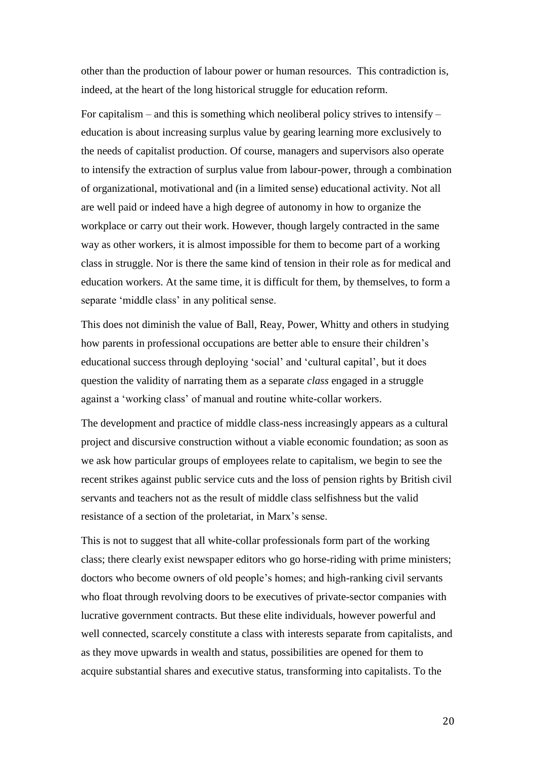other than the production of labour power or human resources. This contradiction is, indeed, at the heart of the long historical struggle for education reform.

For capitalism – and this is something which neoliberal policy strives to intensify – education is about increasing surplus value by gearing learning more exclusively to the needs of capitalist production. Of course, managers and supervisors also operate to intensify the extraction of surplus value from labour-power, through a combination of organizational, motivational and (in a limited sense) educational activity. Not all are well paid or indeed have a high degree of autonomy in how to organize the workplace or carry out their work. However, though largely contracted in the same way as other workers, it is almost impossible for them to become part of a working class in struggle. Nor is there the same kind of tension in their role as for medical and education workers. At the same time, it is difficult for them, by themselves, to form a separate 'middle class' in any political sense.

This does not diminish the value of Ball, Reay, Power, Whitty and others in studying how parents in professional occupations are better able to ensure their children's educational success through deploying 'social' and 'cultural capital', but it does question the validity of narrating them as a separate *class* engaged in a struggle against a 'working class' of manual and routine white-collar workers.

The development and practice of middle class-ness increasingly appears as a cultural project and discursive construction without a viable economic foundation; as soon as we ask how particular groups of employees relate to capitalism, we begin to see the recent strikes against public service cuts and the loss of pension rights by British civil servants and teachers not as the result of middle class selfishness but the valid resistance of a section of the proletariat, in Marx's sense.

This is not to suggest that all white-collar professionals form part of the working class; there clearly exist newspaper editors who go horse-riding with prime ministers; doctors who become owners of old people's homes; and high-ranking civil servants who float through revolving doors to be executives of private-sector companies with lucrative government contracts. But these elite individuals, however powerful and well connected, scarcely constitute a class with interests separate from capitalists, and as they move upwards in wealth and status, possibilities are opened for them to acquire substantial shares and executive status, transforming into capitalists. To the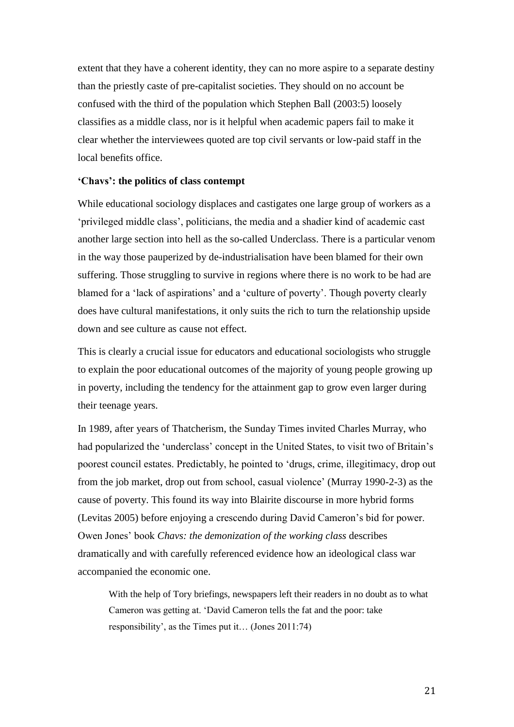extent that they have a coherent identity, they can no more aspire to a separate destiny than the priestly caste of pre-capitalist societies. They should on no account be confused with the third of the population which Stephen Ball (2003:5) loosely classifies as a middle class, nor is it helpful when academic papers fail to make it clear whether the interviewees quoted are top civil servants or low-paid staff in the local benefits office.

**'Chavs': the politics of class contempt**

While educational sociology displaces and castigates one large group of workers as a 'privileged middle class', politicians, the media and a shadier kind of academic cast another large section into hell as the so-called Underclass. There is a particular venom in the way those pauperized by de-industrialisation have been blamed for their own suffering. Those struggling to survive in regions where there is no work to be had are blamed for a 'lack of aspirations' and a 'culture of poverty'. Though poverty clearly does have cultural manifestations, it only suits the rich to turn the relationship upside down and see culture as cause not effect.

This is clearly a crucial issue for educators and educational sociologists who struggle to explain the poor educational outcomes of the majority of young people growing up in poverty, including the tendency for the attainment gap to grow even larger during their teenage years.

In 1989, after years of Thatcherism, the Sunday Times invited Charles Murray, who had popularized the 'underclass' concept in the United States, to visit two of Britain's poorest council estates. Predictably, he pointed to 'drugs, crime, illegitimacy, drop out from the job market, drop out from school, casual violence' (Murray 1990-2-3) as the cause of poverty. This found its way into Blairite discourse in more hybrid forms (Levitas 2005) before enjoying a crescendo during David Cameron's bid for power. Owen Jones' book *Chavs: the demonization of the working class* describes dramatically and with carefully referenced evidence how an ideological class war accompanied the economic one.

> With the help of Tory briefings, newspapers left their readers in no doubt as to what Cameron was getting at. 'David Cameron tells the fat and the poor: take responsibility', as the Times put it… (Jones 2011:74)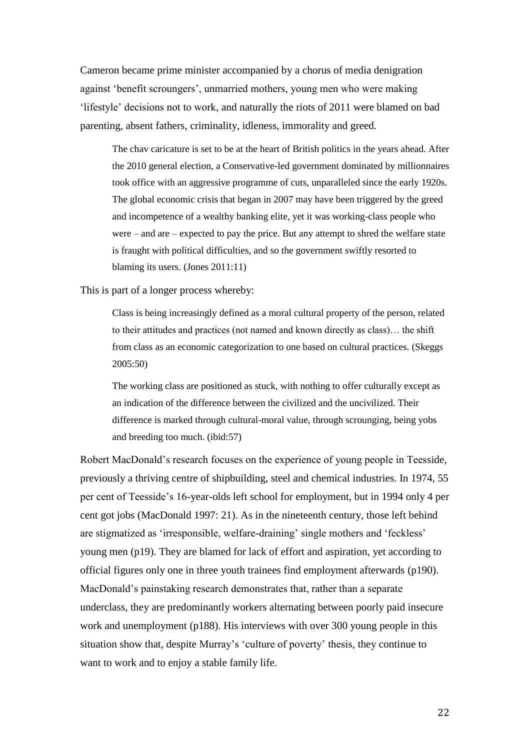Cameron became prime minister accompanied by a chorus of media denigration against 'benefit scroungers', unmarried mothers, young men who were making 'lifestyle' decisions not to work, and naturally the riots of 2011 were blamed on bad parenting, absent fathers, criminality, idleness, immorality and greed.

> The chav caricature is set to be at the heart of British politics in the years ahead. After the 2010 general election, a Conservative-led government dominated by millionnaires took office with an aggressive programme of cuts, unparalleled since the early 1920s. The global economic crisis that began in 2007 may have been triggered by the greed and incompetence of a wealthy banking elite, yet it was working-class people who were – and are – expected to pay the price. But any attempt to shred the welfare state is fraught with political difficulties, and so the government swiftly resorted to blaming its users. (Jones 2011:11)

This is part of a longer process whereby:

> Class is being increasingly defined as a moral cultural property of the person, related to their attitudes and practices (not named and known directly as class)… the shift from class as an economic categorization to one based on cultural practices. (Skeggs 2005:50)

> The working class are positioned as stuck, with nothing to offer culturally except as an indication of the difference between the civilized and the uncivilized. Their difference is marked through cultural-moral value, through scrounging, being yobs and breeding too much. (ibid:57)

Robert MacDonald's research focuses on the experience of young people in Teesside, previously a thriving centre of shipbuilding, steel and chemical industries. In 1974, 55 per cent of Teesside's 16-year-olds left school for employment, but in 1994 only 4 per cent got jobs (MacDonald 1997: 21). As in the nineteenth century, those left behind are stigmatized as 'irresponsible, welfare-draining' single mothers and 'feckless' young men (p19). They are blamed for lack of effort and aspiration, yet according to official figures only one in three youth trainees find employment afterwards (p190). MacDonald's painstaking research demonstrates that, rather than a separate underclass, they are predominantly workers alternating between poorly paid insecure work and unemployment (p188). His interviews with over 300 young people in this situation show that, despite Murray's 'culture of poverty' thesis, they continue to want to work and to enjoy a stable family life.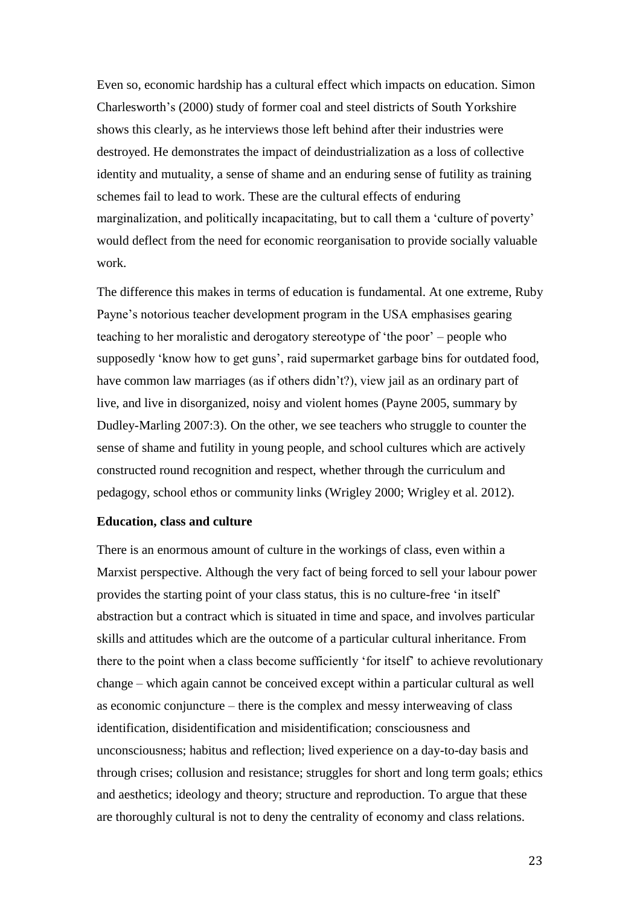Even so, economic hardship has a cultural effect which impacts on education. Simon Charlesworth's (2000) study of former coal and steel districts of South Yorkshire shows this clearly, as he interviews those left behind after their industries were destroyed. He demonstrates the impact of deindustrialization as a loss of collective identity and mutuality, a sense of shame and an enduring sense of futility as training schemes fail to lead to work. These are the cultural effects of enduring marginalization, and politically incapacitating, but to call them a 'culture of poverty' would deflect from the need for economic reorganisation to provide socially valuable work.

The difference this makes in terms of education is fundamental. At one extreme, Ruby Payne's notorious teacher development program in the USA emphasises gearing teaching to her moralistic and derogatory stereotype of 'the poor' – people who supposedly 'know how to get guns', raid supermarket garbage bins for outdated food, have common law marriages (as if others didn't?), view jail as an ordinary part of live, and live in disorganized, noisy and violent homes (Payne 2005, summary by Dudley-Marling 2007:3). On the other, we see teachers who struggle to counter the sense of shame and futility in young people, and school cultures which are actively constructed round recognition and respect, whether through the curriculum and pedagogy, school ethos or community links (Wrigley 2000; Wrigley et al. 2012).

**Education, class and culture**

There is an enormous amount of culture in the workings of class, even within a Marxist perspective. Although the very fact of being forced to sell your labour power provides the starting point of your class status, this is no culture-free 'in itself' abstraction but a contract which is situated in time and space, and involves particular skills and attitudes which are the outcome of a particular cultural inheritance. From there to the point when a class become sufficiently 'for itself' to achieve revolutionary change – which again cannot be conceived except within a particular cultural as well as economic conjuncture – there is the complex and messy interweaving of class identification, disidentification and misidentification; consciousness and unconsciousness; habitus and reflection; lived experience on a day-to-day basis and through crises; collusion and resistance; struggles for short and long term goals; ethics and aesthetics; ideology and theory; structure and reproduction. To argue that these are thoroughly cultural is not to deny the centrality of economy and class relations.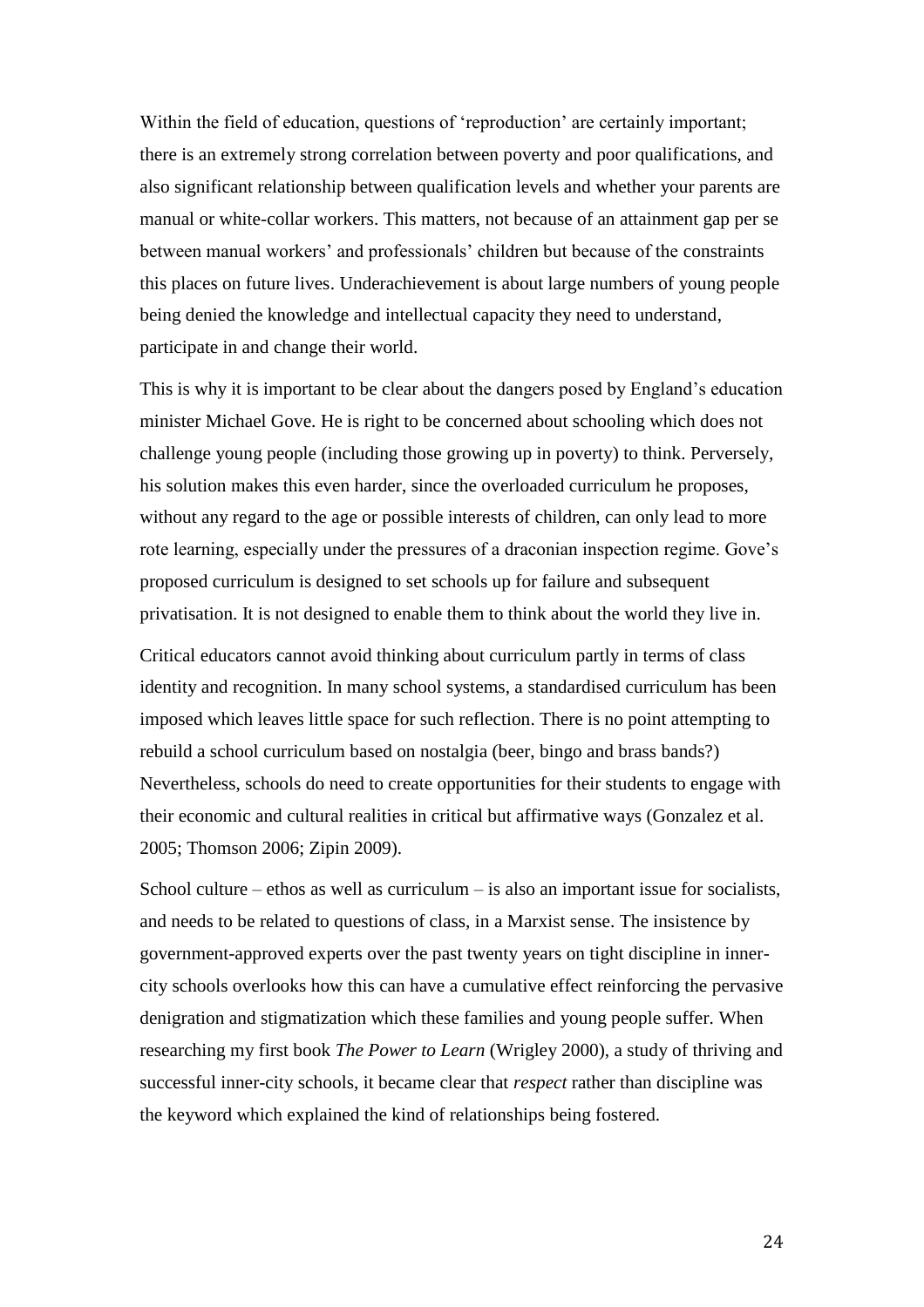Within the field of education, questions of 'reproduction' are certainly important; there is an extremely strong correlation between poverty and poor qualifications, and also significant relationship between qualification levels and whether your parents are manual or white-collar workers. This matters, not because of an attainment gap per se between manual workers' and professionals' children but because of the constraints this places on future lives. Underachievement is about large numbers of young people being denied the knowledge and intellectual capacity they need to understand, participate in and change their world.

This is why it is important to be clear about the dangers posed by England's education minister Michael Gove. He is right to be concerned about schooling which does not challenge young people (including those growing up in poverty) to think. Perversely, his solution makes this even harder, since the overloaded curriculum he proposes, without any regard to the age or possible interests of children, can only lead to more rote learning, especially under the pressures of a draconian inspection regime. Gove's proposed curriculum is designed to set schools up for failure and subsequent privatisation. It is not designed to enable them to think about the world they live in.

Critical educators cannot avoid thinking about curriculum partly in terms of class identity and recognition. In many school systems, a standardised curriculum has been imposed which leaves little space for such reflection. There is no point attempting to rebuild a school curriculum based on nostalgia (beer, bingo and brass bands?) Nevertheless, schools do need to create opportunities for their students to engage with their economic and cultural realities in critical but affirmative ways (Gonzalez et al. 2005; Thomson 2006; Zipin 2009).

School culture – ethos as well as curriculum – is also an important issue for socialists, and needs to be related to questions of class, in a Marxist sense. The insistence by government-approved experts over the past twenty years on tight discipline in inner-city schools overlooks how this can have a cumulative effect reinforcing the pervasive denigration and stigmatization which these families and young people suffer. When researching my first book *The Power to Learn* (Wrigley 2000), a study of thriving and successful inner-city schools, it became clear that *respect* rather than discipline was the keyword which explained the kind of relationships being fostered.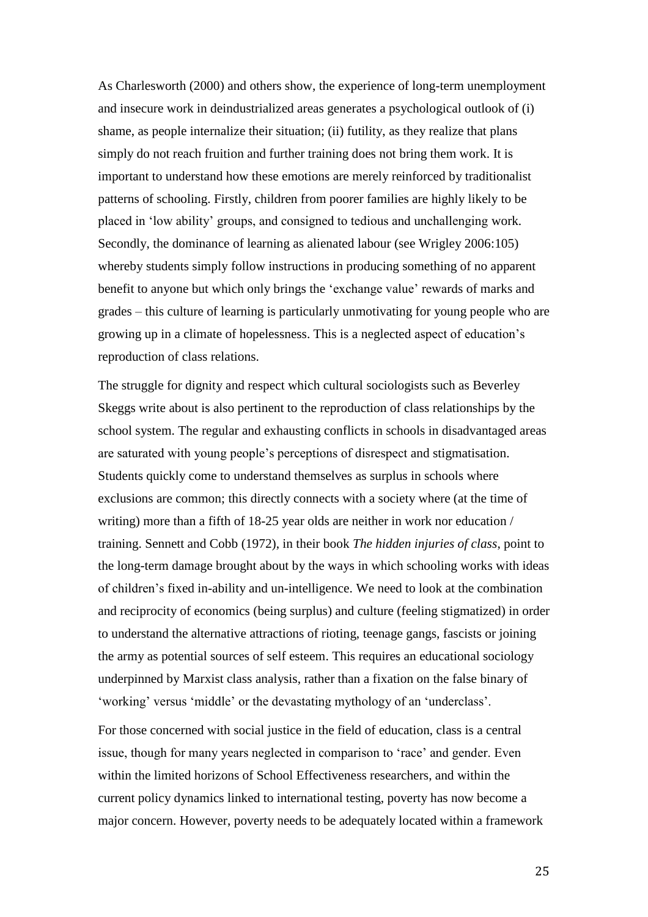As Charlesworth (2000) and others show, the experience of long-term unemployment and insecure work in deindustrialized areas generates a psychological outlook of (i) shame, as people internalize their situation; (ii) futility, as they realize that plans simply do not reach fruition and further training does not bring them work. It is important to understand how these emotions are merely reinforced by traditionalist patterns of schooling. Firstly, children from poorer families are highly likely to be placed in 'low ability' groups, and consigned to tedious and unchallenging work. Secondly, the dominance of learning as alienated labour (see Wrigley 2006:105) whereby students simply follow instructions in producing something of no apparent benefit to anyone but which only brings the 'exchange value' rewards of marks and grades – this culture of learning is particularly unmotivating for young people who are growing up in a climate of hopelessness. This is a neglected aspect of education's reproduction of class relations.

The struggle for dignity and respect which cultural sociologists such as Beverley Skeggs write about is also pertinent to the reproduction of class relationships by the school system. The regular and exhausting conflicts in schools in disadvantaged areas are saturated with young people's perceptions of disrespect and stigmatisation. Students quickly come to understand themselves as surplus in schools where exclusions are common; this directly connects with a society where (at the time of writing) more than a fifth of 18-25 year olds are neither in work nor education / training. Sennett and Cobb (1972), in their book *The hidden injuries of class*, point to the long-term damage brought about by the ways in which schooling works with ideas of children's fixed in-ability and un-intelligence. We need to look at the combination and reciprocity of economics (being surplus) and culture (feeling stigmatized) in order to understand the alternative attractions of rioting, teenage gangs, fascists or joining the army as potential sources of self esteem. This requires an educational sociology underpinned by Marxist class analysis, rather than a fixation on the false binary of 'working' versus 'middle' or the devastating mythology of an 'underclass'.

For those concerned with social justice in the field of education, class is a central issue, though for many years neglected in comparison to 'race' and gender. Even within the limited horizons of School Effectiveness researchers, and within the current policy dynamics linked to international testing, poverty has now become a major concern. However, poverty needs to be adequately located within a framework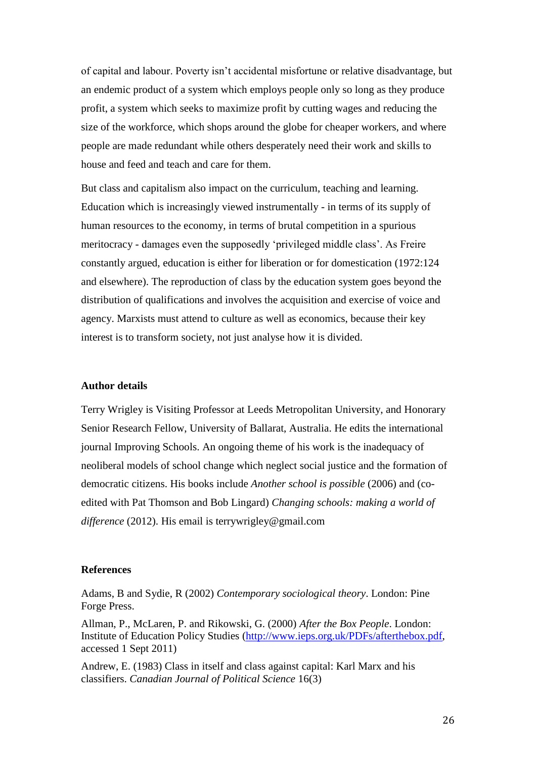of capital and labour. Poverty isn't accidental misfortune or relative disadvantage, but an endemic product of a system which employs people only so long as they produce profit, a system which seeks to maximize profit by cutting wages and reducing the size of the workforce, which shops around the globe for cheaper workers, and where people are made redundant while others desperately need their work and skills to house and feed and teach and care for them.

But class and capitalism also impact on the curriculum, teaching and learning. Education which is increasingly viewed instrumentally - in terms of its supply of human resources to the economy, in terms of brutal competition in a spurious meritocracy - damages even the supposedly 'privileged middle class'. As Freire constantly argued, education is either for liberation or for domestication (1972:124 and elsewhere). The reproduction of class by the education system goes beyond the distribution of qualifications and involves the acquisition and exercise of voice and agency. Marxists must attend to culture as well as economics, because their key interest is to transform society, not just analyse how it is divided.

## Author details

Terry Wrigley is Visiting Professor at Leeds Metropolitan University, and Honorary Senior Research Fellow, University of Ballarat, Australia. He edits the international journal Improving Schools. An ongoing theme of his work is the inadequacy of neoliberal models of school change which neglect social justice and the formation of democratic citizens. His books include *Another school is possible* (2006) and (co-edited with Pat Thomson and Bob Lingard) *Changing schools: making a world of difference* (2012). His email is terrywrigley@gmail.com

## References

Adams, B and Sydie, R (2002) *Contemporary sociological theory*. London: Pine Forge Press.

Allman, P., McLaren, P. and Rikowski, G. (2000) *After the Box People*. London: Institute of Education Policy Studies (http://www.ieps.org.uk/PDFs/afterthebox.pdf, accessed 1 Sept 2011)

Andrew, E. (1983) Class in itself and class against capital: Karl Marx and his classifiers. *Canadian Journal of Political Science* 16(3)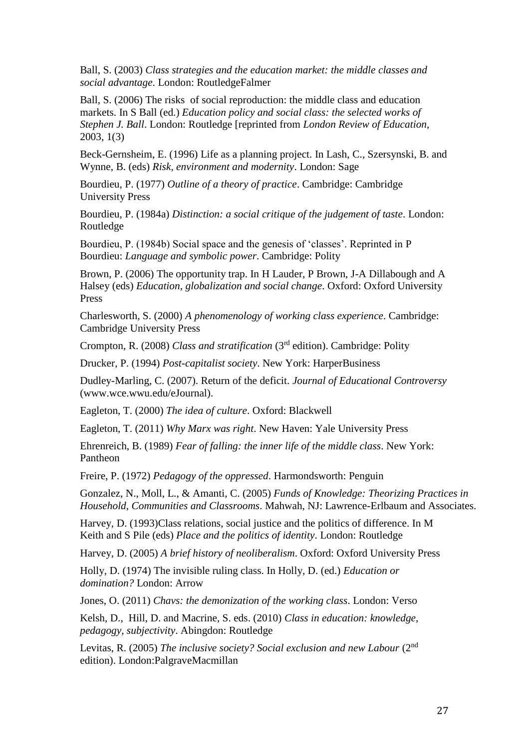Ball, S. (2003) *Class strategies and the education market: the middle classes and social advantage.* London: RoutledgeFalmer

Ball, S. (2006) The risks of social reproduction: the middle class and education markets. In S Ball (ed.) *Education policy and social class: the selected works of Stephen J. Ball*. London: Routledge [reprinted from *London Review of Education*, 2003, 1(3)

Beck-Gernsheim, E. (1996) Life as a planning project. In Lash, C., Szersynski, B. and Wynne, B. (eds) *Risk, environment and modernity*. London: Sage

Bourdieu, P. (1977) *Outline of a theory of practice*. Cambridge: Cambridge University Press

Bourdieu, P. (1984a) *Distinction: a social critique of the judgement of taste*. London: Routledge

Bourdieu, P. (1984b) Social space and the genesis of 'classes'. Reprinted in P Bourdieu: *Language and symbolic power*. Cambridge: Polity

Brown, P. (2006) The opportunity trap. In H Lauder, P Brown, J-A Dillabough and A Halsey (eds) *Education, globalization and social change*. Oxford: Oxford University Press

Charlesworth, S. (2000) *A phenomenology of working class experience*. Cambridge: Cambridge University Press

Crompton, R. (2008) *Class and stratification* (3rd edition). Cambridge: Polity

Drucker, P. (1994) *Post-capitalist society*. New York: HarperBusiness

Dudley-Marling, C. (2007). Return of the deficit. *Journal of Educational Controversy* (www.wce.wwu.edu/eJournal).

Eagleton, T. (2000) *The idea of culture*. Oxford: Blackwell

Eagleton, T. (2011) *Why Marx was right*. New Haven: Yale University Press

Ehrenreich, B. (1989) *Fear of falling: the inner life of the middle class*. New York: Pantheon

Freire, P. (1972) *Pedagogy of the oppressed*. Harmondsworth: Penguin

Gonzalez, N., Moll, L., & Amanti, C. (2005) *Funds of Knowledge: Theorizing Practices in Household, Communities and Classrooms*. Mahwah, NJ: Lawrence-Erlbaum and Associates.

Harvey, D. (1993)Class relations, social justice and the politics of difference. In M Keith and S Pile (eds) *Place and the politics of identity*. London: Routledge

Harvey, D. (2005) *A brief history of neoliberalism*. Oxford: Oxford University Press

Holly, D. (1974) The invisible ruling class. In Holly, D. (ed.) *Education or domination?* London: Arrow

Jones, O. (2011) *Chavs: the demonization of the working class*. London: Verso

Kelsh, D., Hill, D. and Macrine, S. eds. (2010) *Class in education: knowledge, pedagogy, subjectivity*. Abingdon: Routledge

Levitas, R. (2005) *The inclusive society? Social exclusion and new Labour* (2nd edition). London:PalgraveMacmillan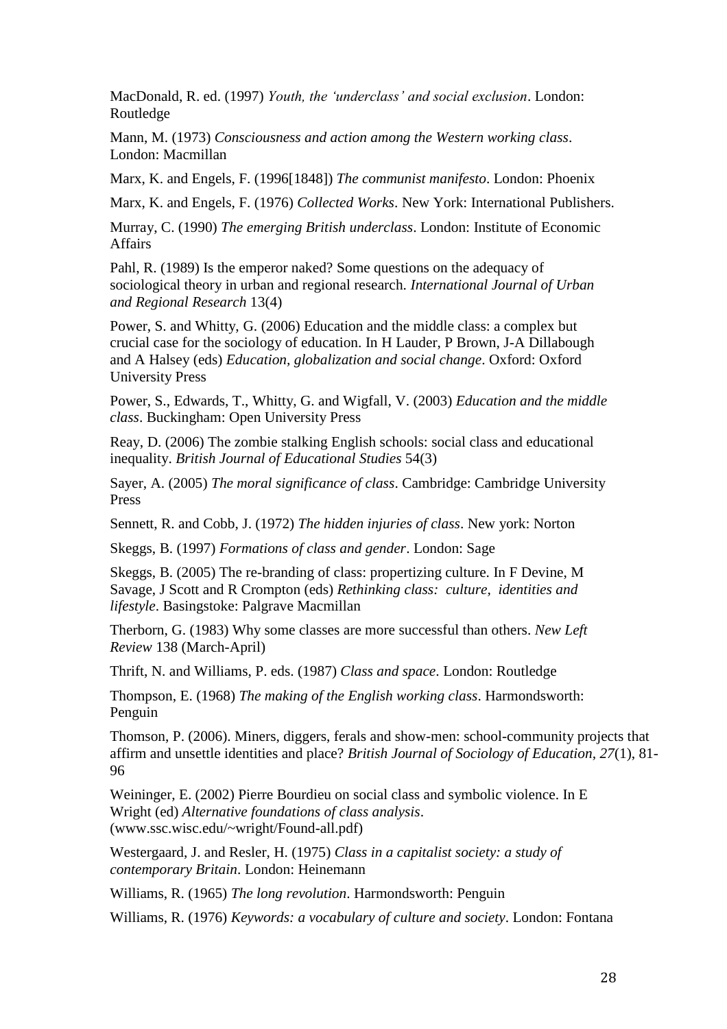MacDonald, R. ed. (1997) *Youth, the 'underclass' and social exclusion*. London: Routledge

Mann, M. (1973) *Consciousness and action among the Western working class*. London: Macmillan

Marx, K. and Engels, F. (1996[1848]) *The communist manifesto*. London: Phoenix

Marx, K. and Engels, F. (1976) *Collected Works*. New York: International Publishers.

Murray, C. (1990) *The emerging British underclass*. London: Institute of Economic Affairs

Pahl, R. (1989) Is the emperor naked? Some questions on the adequacy of sociological theory in urban and regional research. *International Journal of Urban and Regional Research* 13(4)

Power, S. and Whitty, G. (2006) Education and the middle class: a complex but crucial case for the sociology of education. In H Lauder, P Brown, J-A Dillabough and A Halsey (eds) *Education, globalization and social change*. Oxford: Oxford University Press

Power, S., Edwards, T., Whitty, G. and Wigfall, V. (2003) *Education and the middle class*. Buckingham: Open University Press

Reay, D. (2006) The zombie stalking English schools: social class and educational inequality. *British Journal of Educational Studies* 54(3)

Sayer, A. (2005) *The moral significance of class*. Cambridge: Cambridge University Press

Sennett, R. and Cobb, J. (1972) *The hidden injuries of class*. New york: Norton

Skeggs, B. (1997) *Formations of class and gender*. London: Sage

Skeggs, B. (2005) The re-branding of class: propertizing culture. In F Devine, M Savage, J Scott and R Crompton (eds) *Rethinking class: culture, identities and lifestyle*. Basingstoke: Palgrave Macmillan

Therborn, G. (1983) Why some classes are more successful than others. *New Left Review* 138 (March-April)

Thrift, N. and Williams, P. eds. (1987) *Class and space*. London: Routledge

Thompson, E. (1968) *The making of the English working class*. Harmondsworth: Penguin

Thomson, P. (2006). Miners, diggers, ferals and show-men: school-community projects that affirm and unsettle identities and place? *British Journal of Sociology of Education, 27*(1), 81-96

Weininger, E. (2002) Pierre Bourdieu on social class and symbolic violence. In E Wright (ed) *Alternative foundations of class analysis*. (www.ssc.wisc.edu/~wright/Found-all.pdf)

Westergaard, J. and Resler, H. (1975) *Class in a capitalist society: a study of contemporary Britain*. London: Heinemann

Williams, R. (1965) *The long revolution*. Harmondsworth: Penguin

Williams, R. (1976) *Keywords: a vocabulary of culture and society*. London: Fontana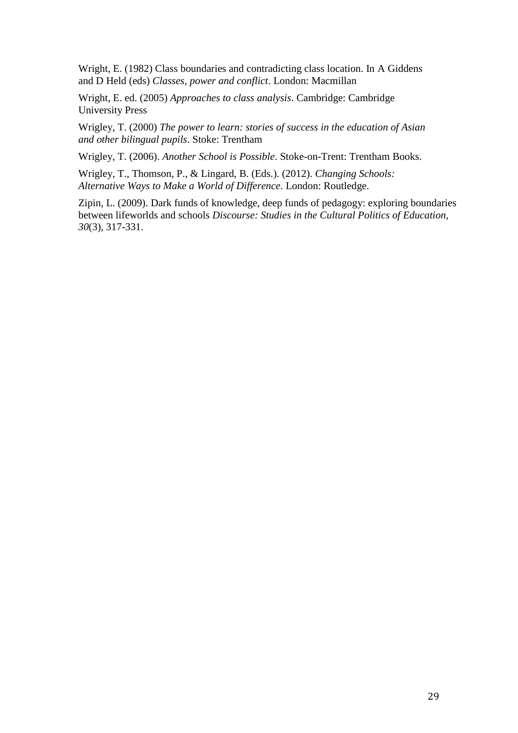Wright, E. (1982) Class boundaries and contradicting class location. In A Giddens and D Held (eds) *Classes, power and conflict*. London: Macmillan

Wright, E. ed. (2005) *Approaches to class analysis*. Cambridge: Cambridge University Press

Wrigley, T. (2000) *The power to learn: stories of success in the education of Asian and other bilingual pupils*. Stoke: Trentham

Wrigley, T. (2006). *Another School is Possible*. Stoke-on-Trent: Trentham Books.

Wrigley, T., Thomson, P., & Lingard, B. (Eds.). (2012). *Changing Schools: Alternative Ways to Make a World of Difference*. London: Routledge.

Zipin, L. (2009). Dark funds of knowledge, deep funds of pedagogy: exploring boundaries between lifeworlds and schools *Discourse: Studies in the Cultural Politics of Education, 30*(3), 317-331.